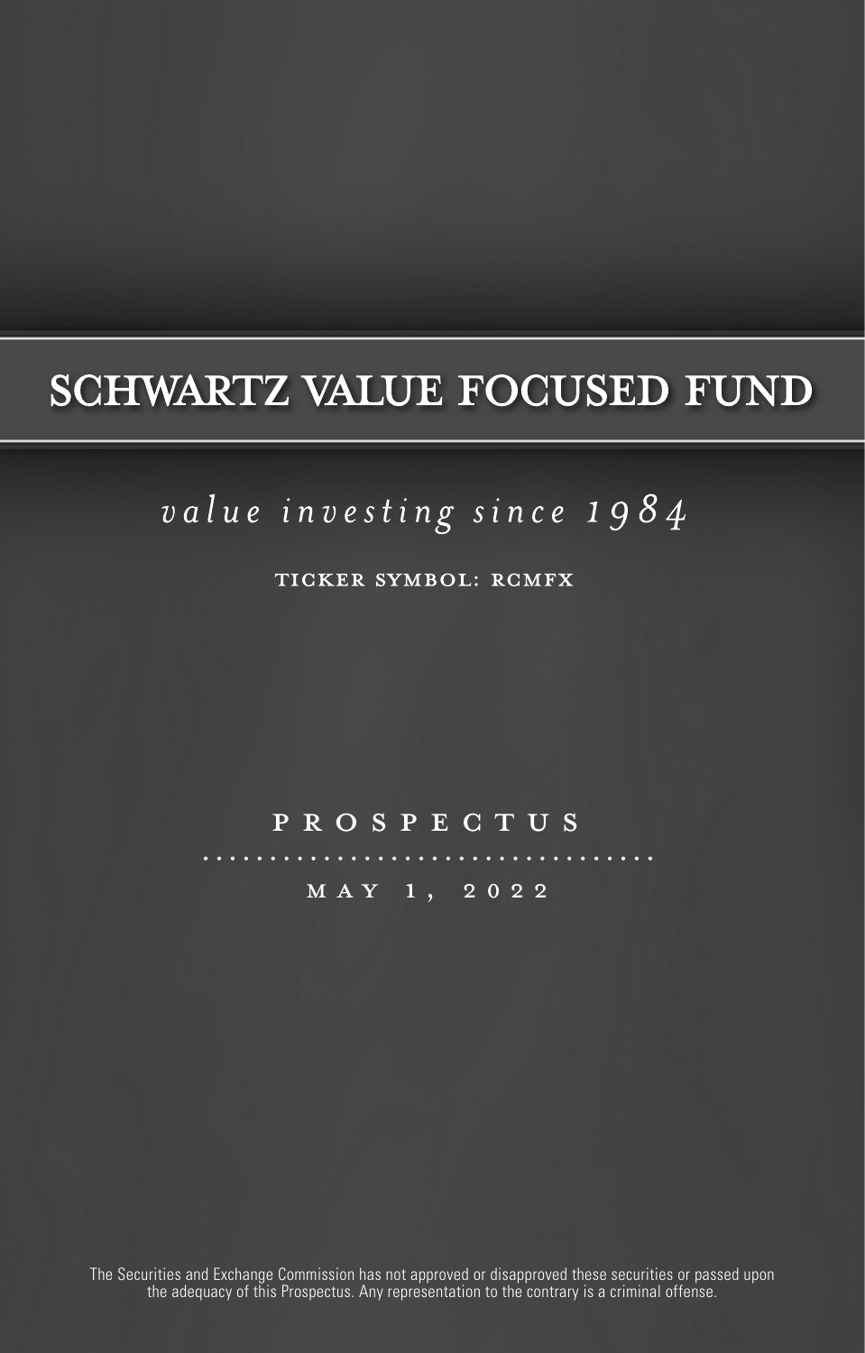# SCHWARTZ VALUE FOCUSED FUND

*value investing since 1984*

TICKER SYMBOL: RCMFX

PROSPECTUS

MAY 1, 2022

The Securities and Exchange Commission has not approved or disapproved these securities or passed upon the adequacy of this Prospectus. Any representation to the contrary is a criminal offense.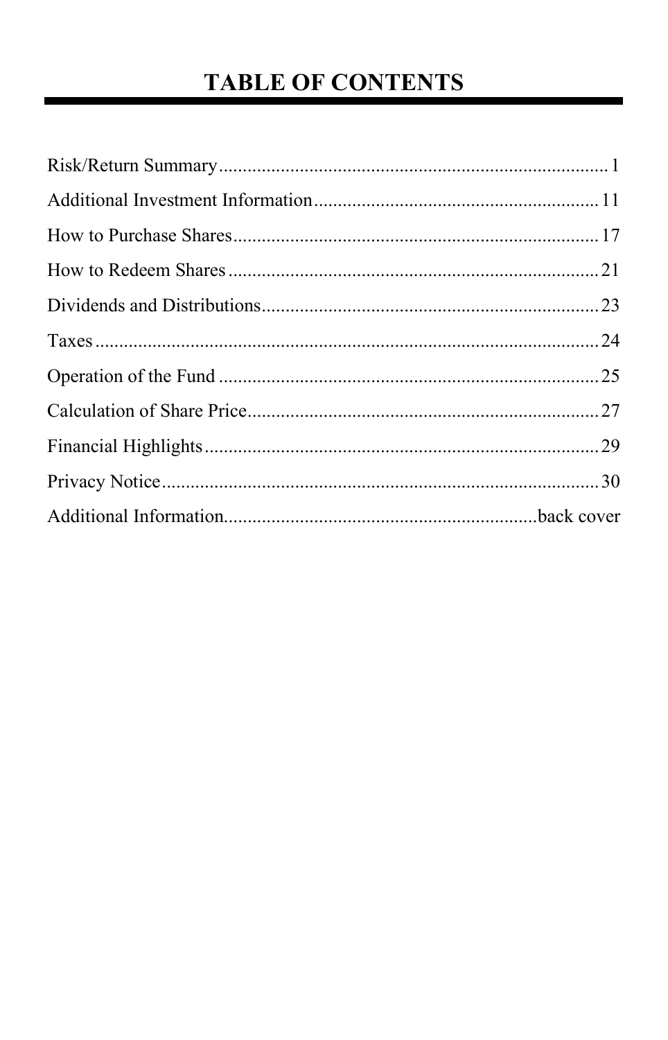# TABLE OF CONTENTS

| Section | Page |
|---|---|
| Risk/Return Summary | 1 |
| Additional Investment Information | 11 |
| How to Purchase Shares | 17 |
| How to Redeem Shares | 21 |
| Dividends and Distributions | 23 |
| Taxes | 24 |
| Operation of the Fund | 25 |
| Calculation of Share Price | 27 |
| Financial Highlights | 29 |
| Privacy Notice | 30 |
| Additional Information | back cover |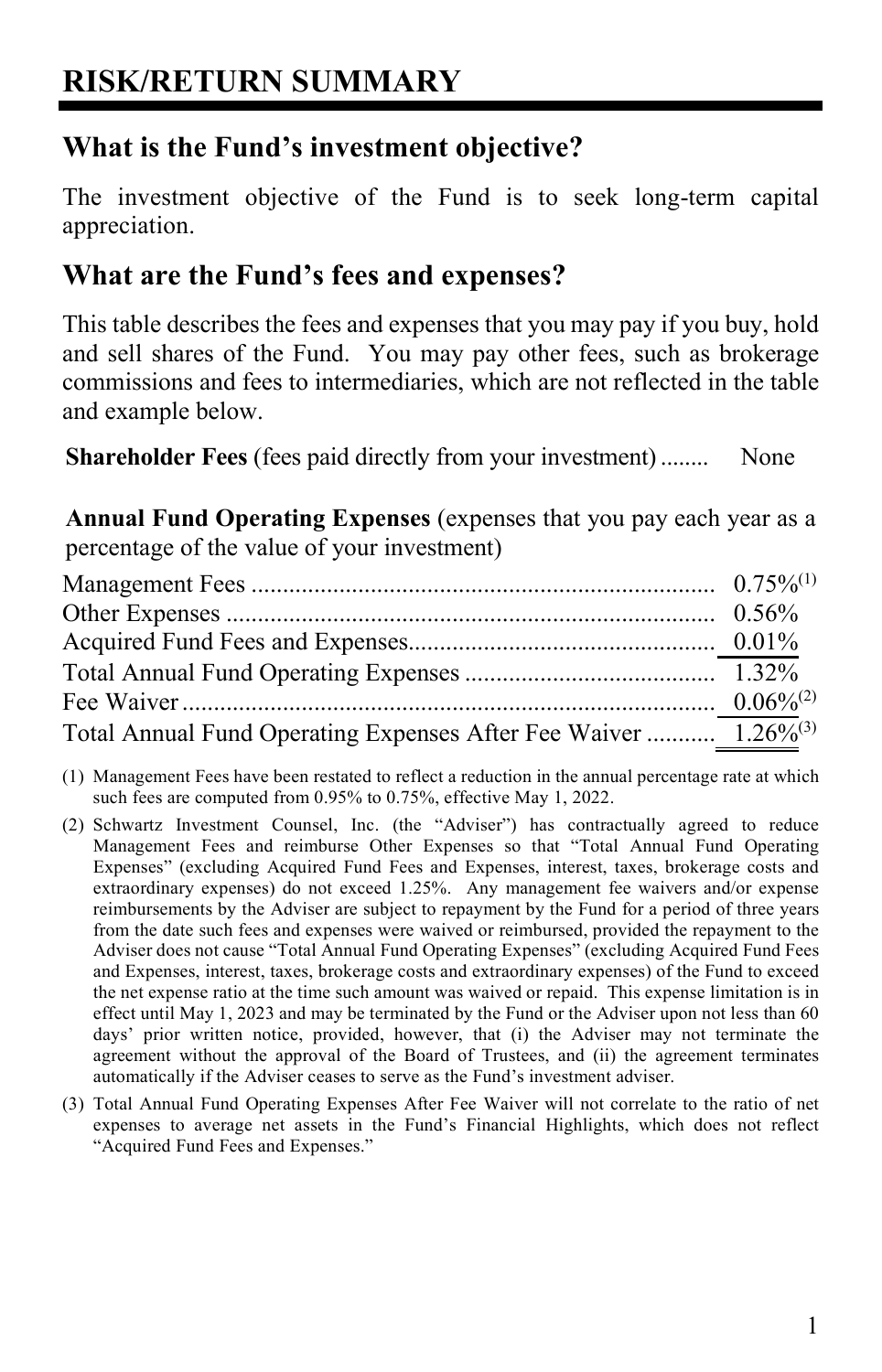# RISK/RETURN SUMMARY

## What is the Fund's investment objective?

The investment objective of the Fund is to seek long-term capital appreciation.

## What are the Fund's fees and expenses?

This table describes the fees and expenses that you may pay if you buy, hold and sell shares of the Fund. You may pay other fees, such as brokerage commissions and fees to intermediaries, which are not reflected in the table and example below.

| **Shareholder Fees** (fees paid directly from your investment) | None |
|---|---|

**Annual Fund Operating Expenses** (expenses that you pay each year as a percentage of the value of your investment)

| | |
|---|---|
| Management Fees | 0.75%[1] |
| Other Expenses | 0.56% |
| Acquired Fund Fees and Expenses | 0.01% |
| Total Annual Fund Operating Expenses | 1.32% |
| Fee Waiver | 0.06%[2] |
| Total Annual Fund Operating Expenses After Fee Waiver | 1.26%[3] |

(1) Management Fees have been restated to reflect a reduction in the annual percentage rate at which such fees are computed from 0.95% to 0.75%, effective May 1, 2022.

(2) Schwartz Investment Counsel, Inc. (the "Adviser") has contractually agreed to reduce Management Fees and reimburse Other Expenses so that "Total Annual Fund Operating Expenses" (excluding Acquired Fund Fees and Expenses, interest, taxes, brokerage costs and extraordinary expenses) do not exceed 1.25%. Any management fee waivers and/or expense reimbursements by the Adviser are subject to repayment by the Fund for a period of three years from the date such fees and expenses were waived or reimbursed, provided the repayment to the Adviser does not cause "Total Annual Fund Operating Expenses" (excluding Acquired Fund Fees and Expenses, interest, taxes, brokerage costs and extraordinary expenses) of the Fund to exceed the net expense ratio at the time such amount was waived or repaid. This expense limitation is in effect until May 1, 2023 and may be terminated by the Fund or the Adviser upon not less than 60 days' prior written notice, provided, however, that (i) the Adviser may not terminate the agreement without the approval of the Board of Trustees, and (ii) the agreement terminates automatically if the Adviser ceases to serve as the Fund's investment adviser.

(3) Total Annual Fund Operating Expenses After Fee Waiver will not correlate to the ratio of net expenses to average net assets in the Fund's Financial Highlights, which does not reflect "Acquired Fund Fees and Expenses."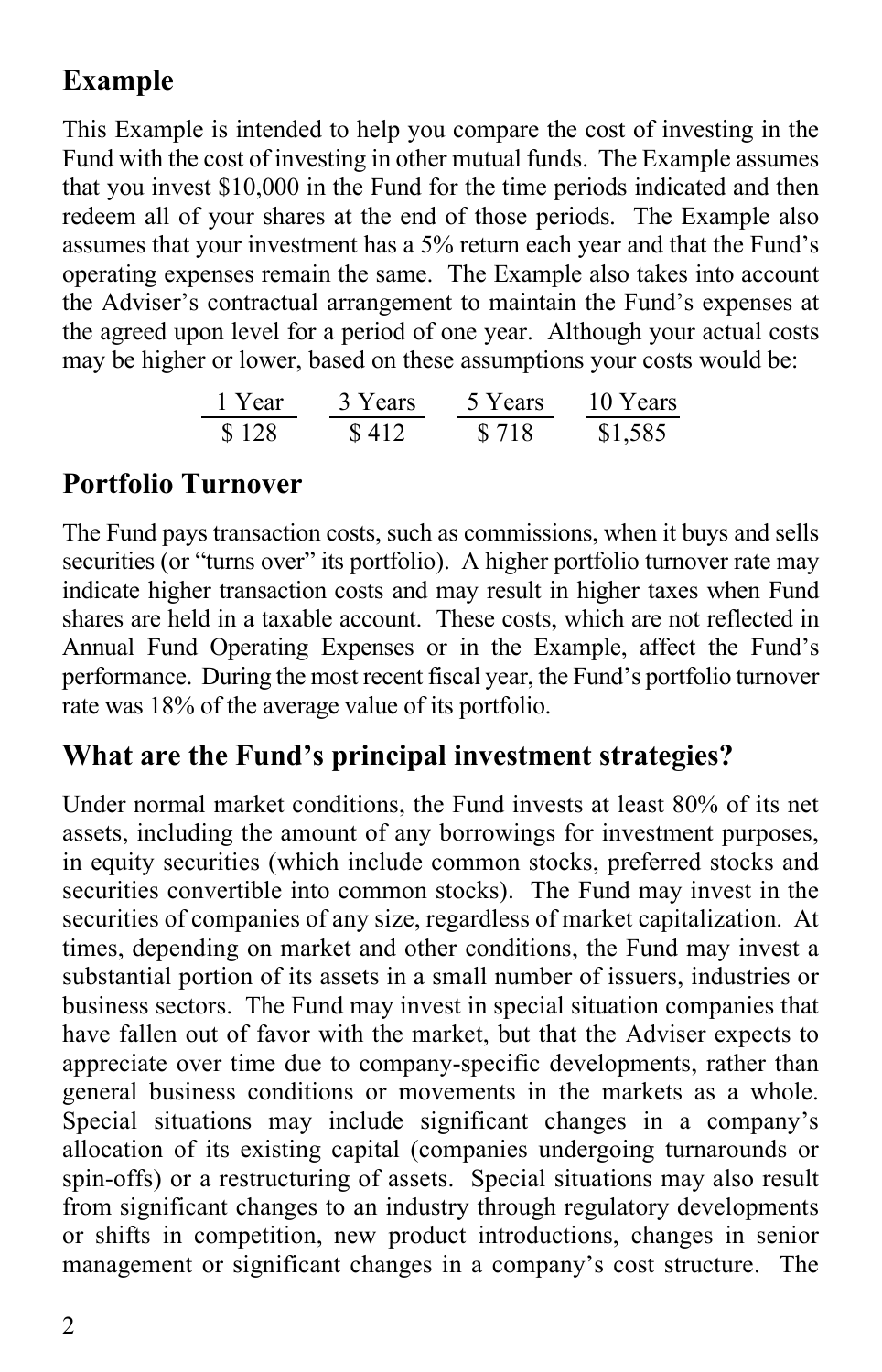## Example

This Example is intended to help you compare the cost of investing in the Fund with the cost of investing in other mutual funds. The Example assumes that you invest $10,000 in the Fund for the time periods indicated and then redeem all of your shares at the end of those periods. The Example also assumes that your investment has a 5% return each year and that the Fund's operating expenses remain the same. The Example also takes into account the Adviser's contractual arrangement to maintain the Fund's expenses at the agreed upon level for a period of one year. Although your actual costs may be higher or lower, based on these assumptions your costs would be:

| 1 Year | 3 Years | 5 Years | 10 Years |
|---|---|---|---|
| $ 128 | $ 412 | $ 718 | $1,585 |

## Portfolio Turnover

The Fund pays transaction costs, such as commissions, when it buys and sells securities (or "turns over" its portfolio). A higher portfolio turnover rate may indicate higher transaction costs and may result in higher taxes when Fund shares are held in a taxable account. These costs, which are not reflected in Annual Fund Operating Expenses or in the Example, affect the Fund's performance. During the most recent fiscal year, the Fund's portfolio turnover rate was 18% of the average value of its portfolio.

## What are the Fund's principal investment strategies?

Under normal market conditions, the Fund invests at least 80% of its net assets, including the amount of any borrowings for investment purposes, in equity securities (which include common stocks, preferred stocks and securities convertible into common stocks). The Fund may invest in the securities of companies of any size, regardless of market capitalization. At times, depending on market and other conditions, the Fund may invest a substantial portion of its assets in a small number of issuers, industries or business sectors. The Fund may invest in special situation companies that have fallen out of favor with the market, but that the Adviser expects to appreciate over time due to company-specific developments, rather than general business conditions or movements in the markets as a whole. Special situations may include significant changes in a company's allocation of its existing capital (companies undergoing turnarounds or spin-offs) or a restructuring of assets. Special situations may also result from significant changes to an industry through regulatory developments or shifts in competition, new product introductions, changes in senior management or significant changes in a company's cost structure. The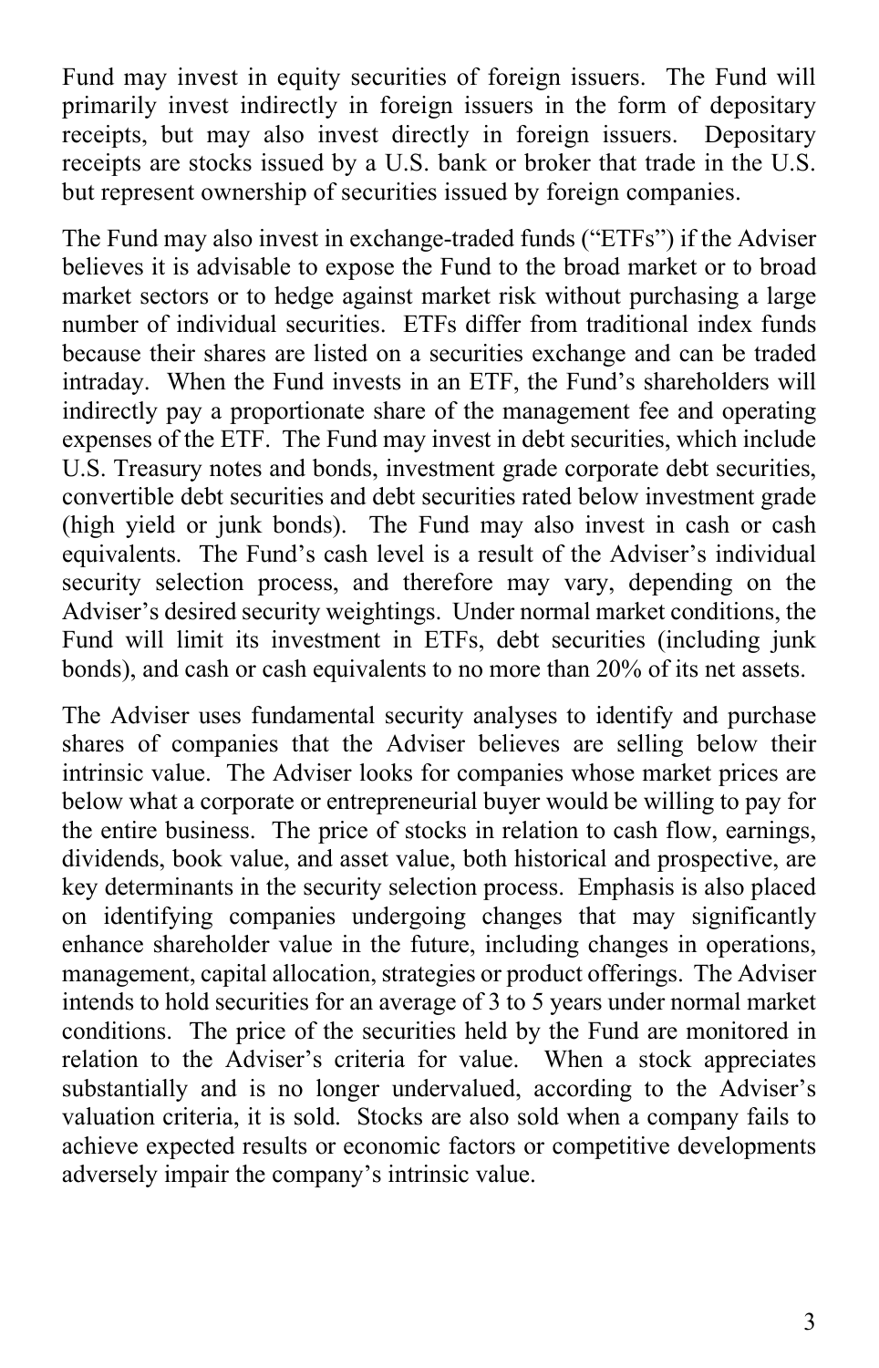Fund may invest in equity securities of foreign issuers. The Fund will primarily invest indirectly in foreign issuers in the form of depositary receipts, but may also invest directly in foreign issuers. Depositary receipts are stocks issued by a U.S. bank or broker that trade in the U.S. but represent ownership of securities issued by foreign companies.

The Fund may also invest in exchange-traded funds ("ETFs") if the Adviser believes it is advisable to expose the Fund to the broad market or to broad market sectors or to hedge against market risk without purchasing a large number of individual securities. ETFs differ from traditional index funds because their shares are listed on a securities exchange and can be traded intraday. When the Fund invests in an ETF, the Fund's shareholders will indirectly pay a proportionate share of the management fee and operating expenses of the ETF. The Fund may invest in debt securities, which include U.S. Treasury notes and bonds, investment grade corporate debt securities, convertible debt securities and debt securities rated below investment grade (high yield or junk bonds). The Fund may also invest in cash or cash equivalents. The Fund's cash level is a result of the Adviser's individual security selection process, and therefore may vary, depending on the Adviser's desired security weightings. Under normal market conditions, the Fund will limit its investment in ETFs, debt securities (including junk bonds), and cash or cash equivalents to no more than 20% of its net assets.

The Adviser uses fundamental security analyses to identify and purchase shares of companies that the Adviser believes are selling below their intrinsic value. The Adviser looks for companies whose market prices are below what a corporate or entrepreneurial buyer would be willing to pay for the entire business. The price of stocks in relation to cash flow, earnings, dividends, book value, and asset value, both historical and prospective, are key determinants in the security selection process. Emphasis is also placed on identifying companies undergoing changes that may significantly enhance shareholder value in the future, including changes in operations, management, capital allocation, strategies or product offerings. The Adviser intends to hold securities for an average of 3 to 5 years under normal market conditions. The price of the securities held by the Fund are monitored in relation to the Adviser's criteria for value. When a stock appreciates substantially and is no longer undervalued, according to the Adviser's valuation criteria, it is sold. Stocks are also sold when a company fails to achieve expected results or economic factors or competitive developments adversely impair the company's intrinsic value.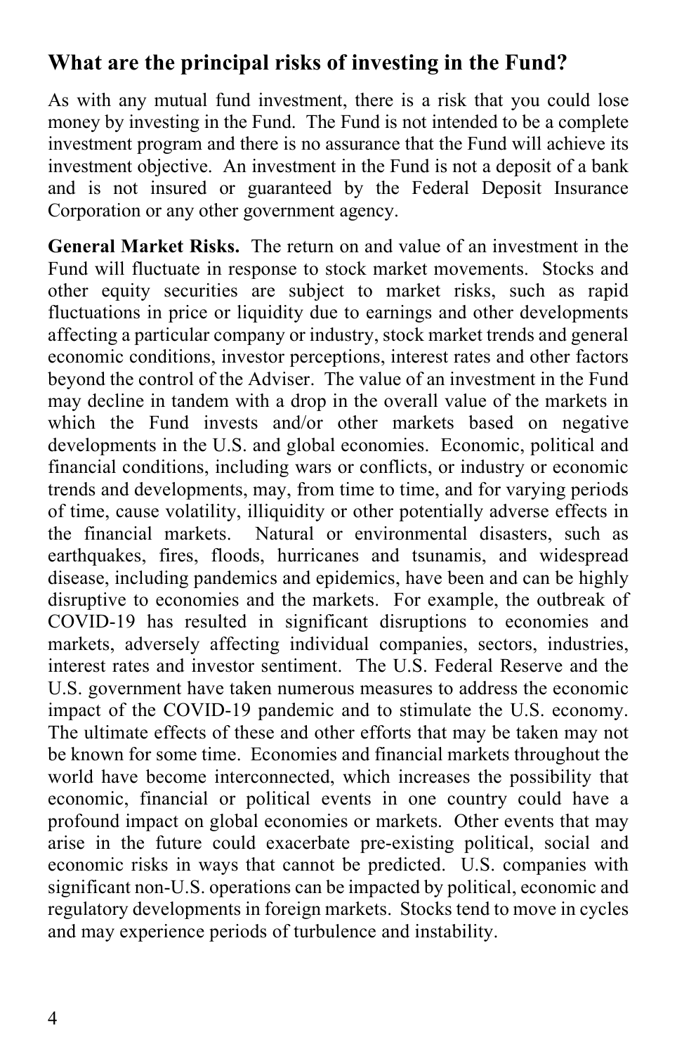## What are the principal risks of investing in the Fund?

As with any mutual fund investment, there is a risk that you could lose money by investing in the Fund. The Fund is not intended to be a complete investment program and there is no assurance that the Fund will achieve its investment objective. An investment in the Fund is not a deposit of a bank and is not insured or guaranteed by the Federal Deposit Insurance Corporation or any other government agency.

**General Market Risks.** The return on and value of an investment in the Fund will fluctuate in response to stock market movements. Stocks and other equity securities are subject to market risks, such as rapid fluctuations in price or liquidity due to earnings and other developments affecting a particular company or industry, stock market trends and general economic conditions, investor perceptions, interest rates and other factors beyond the control of the Adviser. The value of an investment in the Fund may decline in tandem with a drop in the overall value of the markets in which the Fund invests and/or other markets based on negative developments in the U.S. and global economies. Economic, political and financial conditions, including wars or conflicts, or industry or economic trends and developments, may, from time to time, and for varying periods of time, cause volatility, illiquidity or other potentially adverse effects in the financial markets. Natural or environmental disasters, such as earthquakes, fires, floods, hurricanes and tsunamis, and widespread disease, including pandemics and epidemics, have been and can be highly disruptive to economies and the markets. For example, the outbreak of COVID-19 has resulted in significant disruptions to economies and markets, adversely affecting individual companies, sectors, industries, interest rates and investor sentiment. The U.S. Federal Reserve and the U.S. government have taken numerous measures to address the economic impact of the COVID-19 pandemic and to stimulate the U.S. economy. The ultimate effects of these and other efforts that may be taken may not be known for some time. Economies and financial markets throughout the world have become interconnected, which increases the possibility that economic, financial or political events in one country could have a profound impact on global economies or markets. Other events that may arise in the future could exacerbate pre-existing political, social and economic risks in ways that cannot be predicted. U.S. companies with significant non-U.S. operations can be impacted by political, economic and regulatory developments in foreign markets. Stocks tend to move in cycles and may experience periods of turbulence and instability.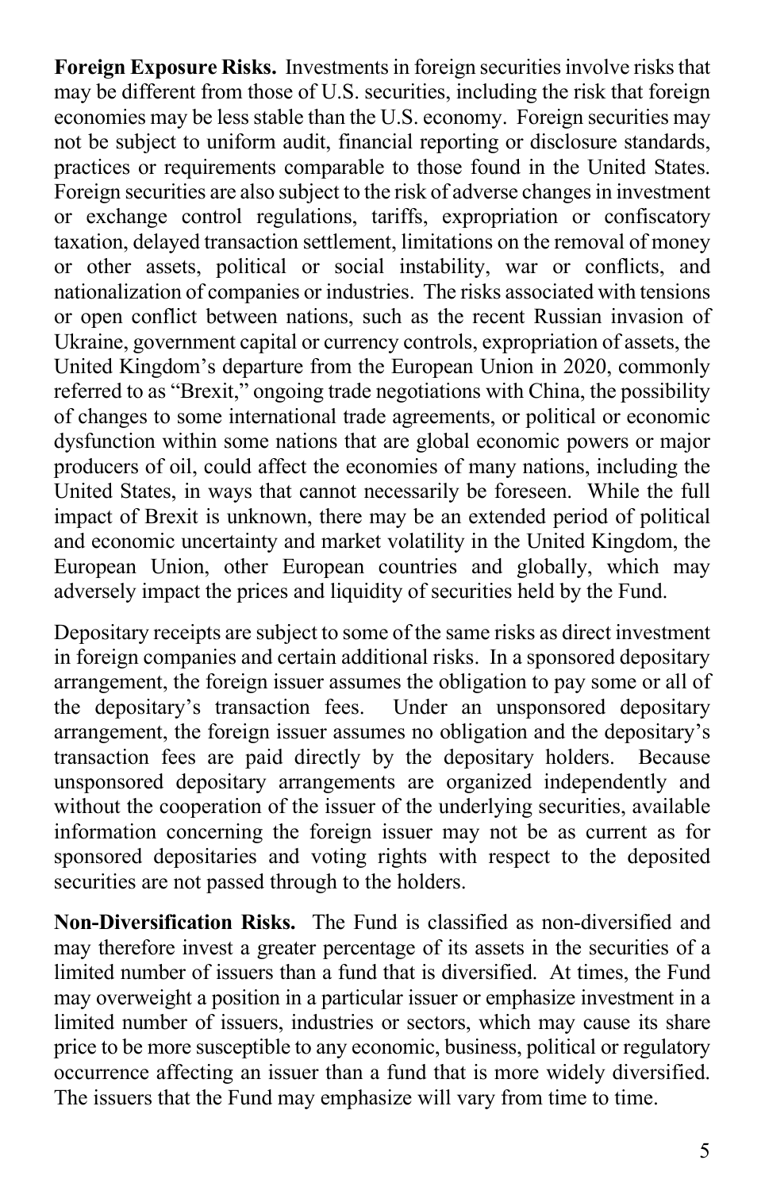**Foreign Exposure Risks.** Investments in foreign securities involve risks that may be different from those of U.S. securities, including the risk that foreign economies may be less stable than the U.S. economy. Foreign securities may not be subject to uniform audit, financial reporting or disclosure standards, practices or requirements comparable to those found in the United States. Foreign securities are also subject to the risk of adverse changes in investment or exchange control regulations, tariffs, expropriation or confiscatory taxation, delayed transaction settlement, limitations on the removal of money or other assets, political or social instability, war or conflicts, and nationalization of companies or industries. The risks associated with tensions or open conflict between nations, such as the recent Russian invasion of Ukraine, government capital or currency controls, expropriation of assets, the United Kingdom's departure from the European Union in 2020, commonly referred to as "Brexit," ongoing trade negotiations with China, the possibility of changes to some international trade agreements, or political or economic dysfunction within some nations that are global economic powers or major producers of oil, could affect the economies of many nations, including the United States, in ways that cannot necessarily be foreseen. While the full impact of Brexit is unknown, there may be an extended period of political and economic uncertainty and market volatility in the United Kingdom, the European Union, other European countries and globally, which may adversely impact the prices and liquidity of securities held by the Fund.

Depositary receipts are subject to some of the same risks as direct investment in foreign companies and certain additional risks. In a sponsored depositary arrangement, the foreign issuer assumes the obligation to pay some or all of the depositary's transaction fees. Under an unsponsored depositary arrangement, the foreign issuer assumes no obligation and the depositary's transaction fees are paid directly by the depositary holders. Because unsponsored depositary arrangements are organized independently and without the cooperation of the issuer of the underlying securities, available information concerning the foreign issuer may not be as current as for sponsored depositaries and voting rights with respect to the deposited securities are not passed through to the holders.

**Non-Diversification Risks.** The Fund is classified as non-diversified and may therefore invest a greater percentage of its assets in the securities of a limited number of issuers than a fund that is diversified. At times, the Fund may overweight a position in a particular issuer or emphasize investment in a limited number of issuers, industries or sectors, which may cause its share price to be more susceptible to any economic, business, political or regulatory occurrence affecting an issuer than a fund that is more widely diversified. The issuers that the Fund may emphasize will vary from time to time.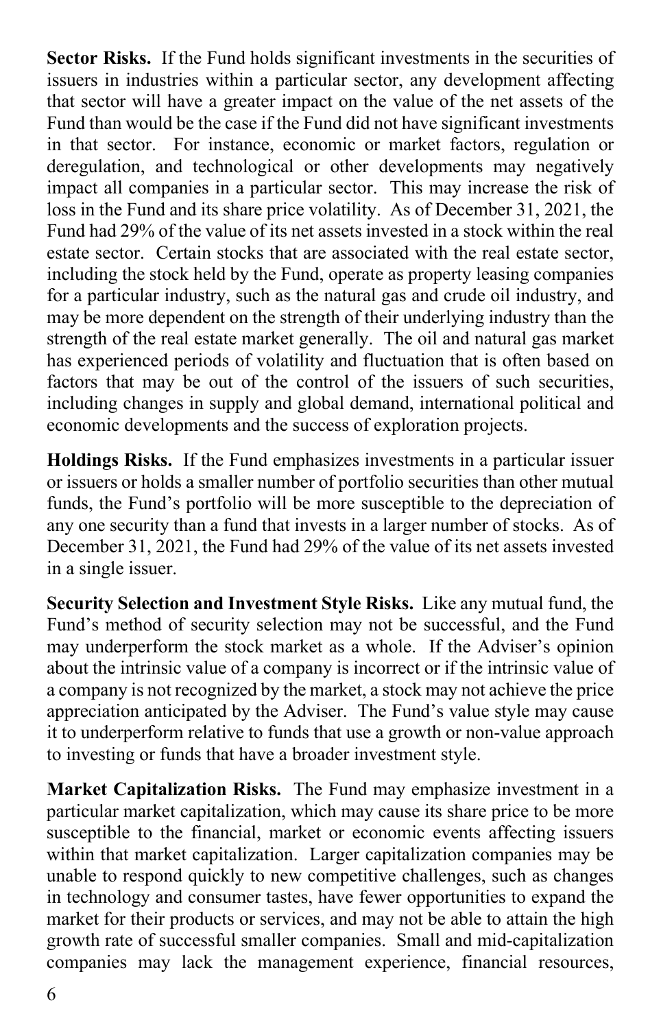**Sector Risks.** If the Fund holds significant investments in the securities of issuers in industries within a particular sector, any development affecting that sector will have a greater impact on the value of the net assets of the Fund than would be the case if the Fund did not have significant investments in that sector. For instance, economic or market factors, regulation or deregulation, and technological or other developments may negatively impact all companies in a particular sector. This may increase the risk of loss in the Fund and its share price volatility. As of December 31, 2021, the Fund had 29% of the value of its net assets invested in a stock within the real estate sector. Certain stocks that are associated with the real estate sector, including the stock held by the Fund, operate as property leasing companies for a particular industry, such as the natural gas and crude oil industry, and may be more dependent on the strength of their underlying industry than the strength of the real estate market generally. The oil and natural gas market has experienced periods of volatility and fluctuation that is often based on factors that may be out of the control of the issuers of such securities, including changes in supply and global demand, international political and economic developments and the success of exploration projects.

**Holdings Risks.** If the Fund emphasizes investments in a particular issuer or issuers or holds a smaller number of portfolio securities than other mutual funds, the Fund's portfolio will be more susceptible to the depreciation of any one security than a fund that invests in a larger number of stocks. As of December 31, 2021, the Fund had 29% of the value of its net assets invested in a single issuer.

**Security Selection and Investment Style Risks.** Like any mutual fund, the Fund's method of security selection may not be successful, and the Fund may underperform the stock market as a whole. If the Adviser's opinion about the intrinsic value of a company is incorrect or if the intrinsic value of a company is not recognized by the market, a stock may not achieve the price appreciation anticipated by the Adviser. The Fund's value style may cause it to underperform relative to funds that use a growth or non-value approach to investing or funds that have a broader investment style.

**Market Capitalization Risks.** The Fund may emphasize investment in a particular market capitalization, which may cause its share price to be more susceptible to the financial, market or economic events affecting issuers within that market capitalization. Larger capitalization companies may be unable to respond quickly to new competitive challenges, such as changes in technology and consumer tastes, have fewer opportunities to expand the market for their products or services, and may not be able to attain the high growth rate of successful smaller companies. Small and mid-capitalization companies may lack the management experience, financial resources,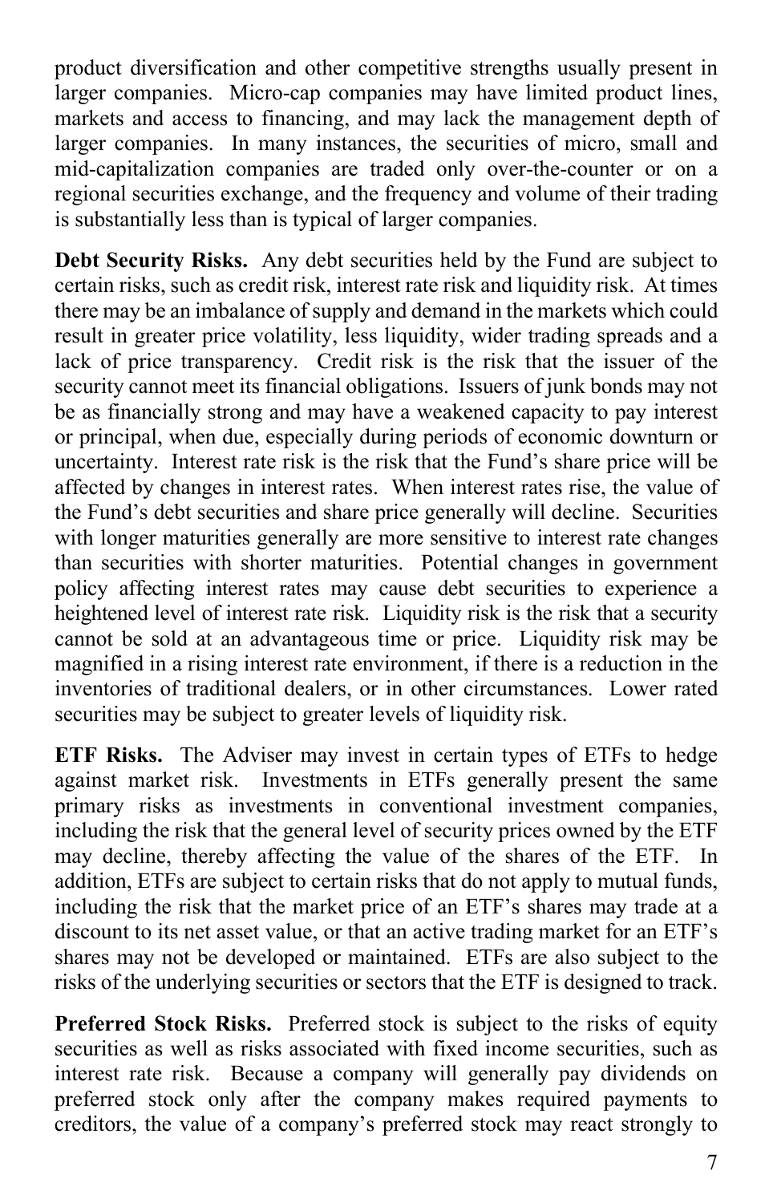product diversification and other competitive strengths usually present in larger companies. Micro-cap companies may have limited product lines, markets and access to financing, and may lack the management depth of larger companies. In many instances, the securities of micro, small and mid-capitalization companies are traded only over-the-counter or on a regional securities exchange, and the frequency and volume of their trading is substantially less than is typical of larger companies.

**Debt Security Risks.** Any debt securities held by the Fund are subject to certain risks, such as credit risk, interest rate risk and liquidity risk. At times there may be an imbalance of supply and demand in the markets which could result in greater price volatility, less liquidity, wider trading spreads and a lack of price transparency. Credit risk is the risk that the issuer of the security cannot meet its financial obligations. Issuers of junk bonds may not be as financially strong and may have a weakened capacity to pay interest or principal, when due, especially during periods of economic downturn or uncertainty. Interest rate risk is the risk that the Fund's share price will be affected by changes in interest rates. When interest rates rise, the value of the Fund's debt securities and share price generally will decline. Securities with longer maturities generally are more sensitive to interest rate changes than securities with shorter maturities. Potential changes in government policy affecting interest rates may cause debt securities to experience a heightened level of interest rate risk. Liquidity risk is the risk that a security cannot be sold at an advantageous time or price. Liquidity risk may be magnified in a rising interest rate environment, if there is a reduction in the inventories of traditional dealers, or in other circumstances. Lower rated securities may be subject to greater levels of liquidity risk.

**ETF Risks.** The Adviser may invest in certain types of ETFs to hedge against market risk. Investments in ETFs generally present the same primary risks as investments in conventional investment companies, including the risk that the general level of security prices owned by the ETF may decline, thereby affecting the value of the shares of the ETF. In addition, ETFs are subject to certain risks that do not apply to mutual funds, including the risk that the market price of an ETF's shares may trade at a discount to its net asset value, or that an active trading market for an ETF's shares may not be developed or maintained. ETFs are also subject to the risks of the underlying securities or sectors that the ETF is designed to track.

**Preferred Stock Risks.** Preferred stock is subject to the risks of equity securities as well as risks associated with fixed income securities, such as interest rate risk. Because a company will generally pay dividends on preferred stock only after the company makes required payments to creditors, the value of a company's preferred stock may react strongly to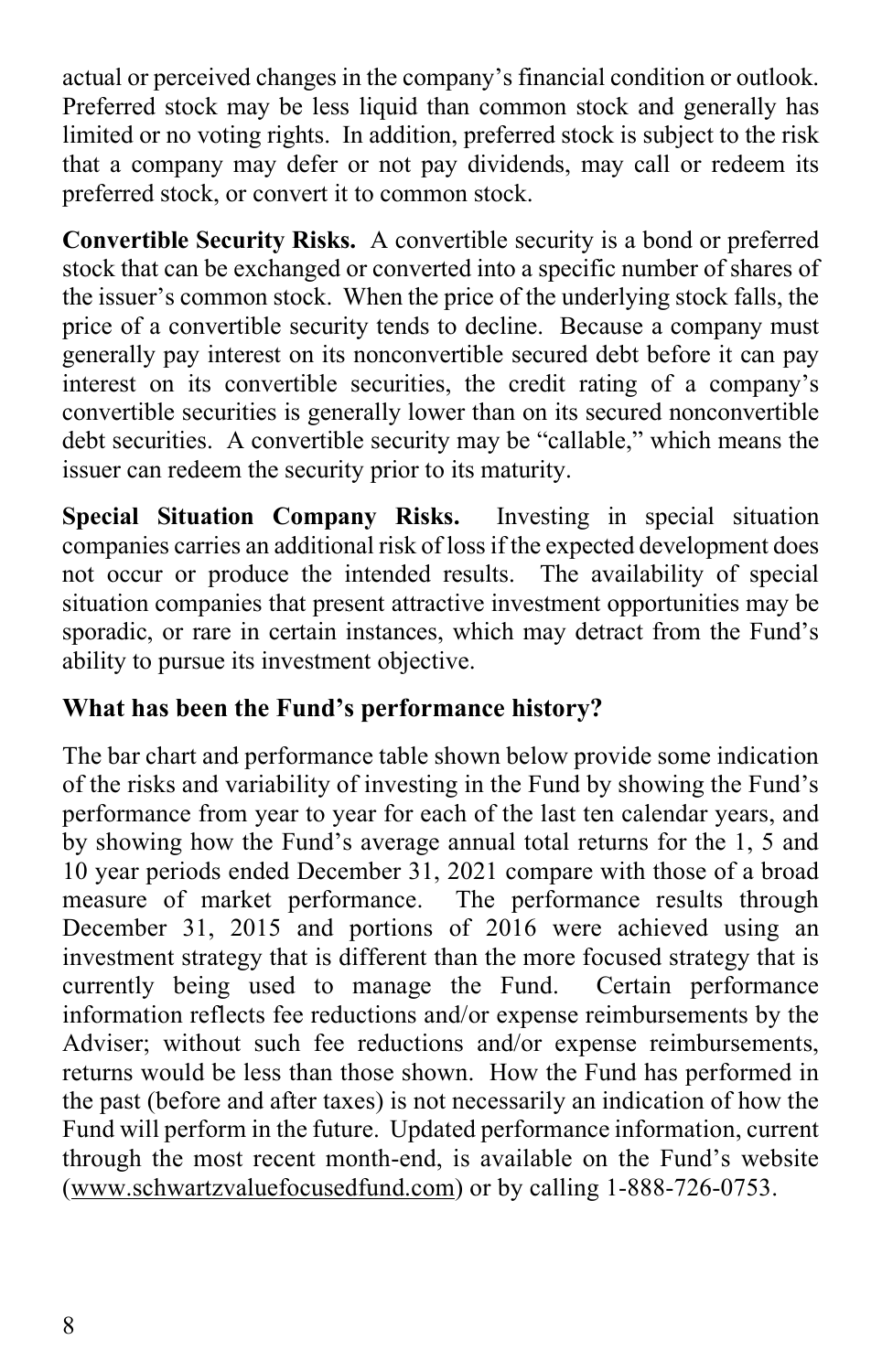actual or perceived changes in the company's financial condition or outlook. Preferred stock may be less liquid than common stock and generally has limited or no voting rights. In addition, preferred stock is subject to the risk that a company may defer or not pay dividends, may call or redeem its preferred stock, or convert it to common stock.

**Convertible Security Risks.** A convertible security is a bond or preferred stock that can be exchanged or converted into a specific number of shares of the issuer's common stock. When the price of the underlying stock falls, the price of a convertible security tends to decline. Because a company must generally pay interest on its nonconvertible secured debt before it can pay interest on its convertible securities, the credit rating of a company's convertible securities is generally lower than on its secured nonconvertible debt securities. A convertible security may be "callable," which means the issuer can redeem the security prior to its maturity.

**Special Situation Company Risks.** Investing in special situation companies carries an additional risk of loss if the expected development does not occur or produce the intended results. The availability of special situation companies that present attractive investment opportunities may be sporadic, or rare in certain instances, which may detract from the Fund's ability to pursue its investment objective.

### What has been the Fund's performance history?

The bar chart and performance table shown below provide some indication of the risks and variability of investing in the Fund by showing the Fund's performance from year to year for each of the last ten calendar years, and by showing how the Fund's average annual total returns for the 1, 5 and 10 year periods ended December 31, 2021 compare with those of a broad measure of market performance. The performance results through December 31, 2015 and portions of 2016 were achieved using an investment strategy that is different than the more focused strategy that is currently being used to manage the Fund. Certain performance information reflects fee reductions and/or expense reimbursements by the Adviser; without such fee reductions and/or expense reimbursements, returns would be less than those shown. How the Fund has performed in the past (before and after taxes) is not necessarily an indication of how the Fund will perform in the future. Updated performance information, current through the most recent month-end, is available on the Fund's website (www.schwartzvaluefocusedfund.com) or by calling 1-888-726-0753.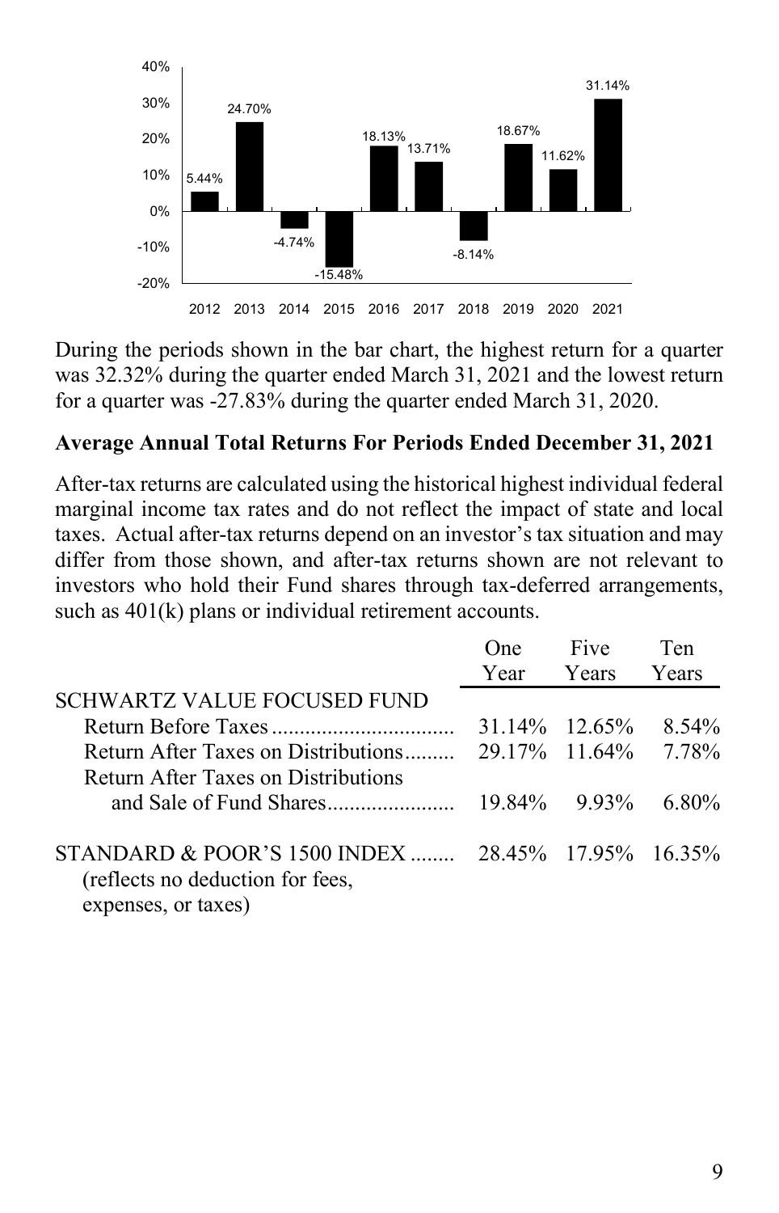During the periods shown in the bar chart, the highest return for a quarter was 32.32% during the quarter ended March 31, 2021 and the lowest return for a quarter was -27.83% during the quarter ended March 31, 2020.

**Average Annual Total Returns For Periods Ended December 31, 2021**

After-tax returns are calculated using the historical highest individual federal marginal income tax rates and do not reflect the impact of state and local taxes. Actual after-tax returns depend on an investor's tax situation and may differ from those shown, and after-tax returns shown are not relevant to investors who hold their Fund shares through tax-deferred arrangements, such as 401(k) plans or individual retirement accounts.

| | One Year | Five Years | Ten Years |
|---|---|---|---|
| SCHWARTZ VALUE FOCUSED FUND | | | |
| Return Before Taxes | 31.14% | 12.65% | 8.54% |
| Return After Taxes on Distributions | 29.17% | 11.64% | 7.78% |
| Return After Taxes on Distributions and Sale of Fund Shares | 19.84% | 9.93% | 6.80% |
| STANDARD & POOR'S 1500 INDEX (reflects no deduction for fees, expenses, or taxes) | 28.45% | 17.95% | 16.35% |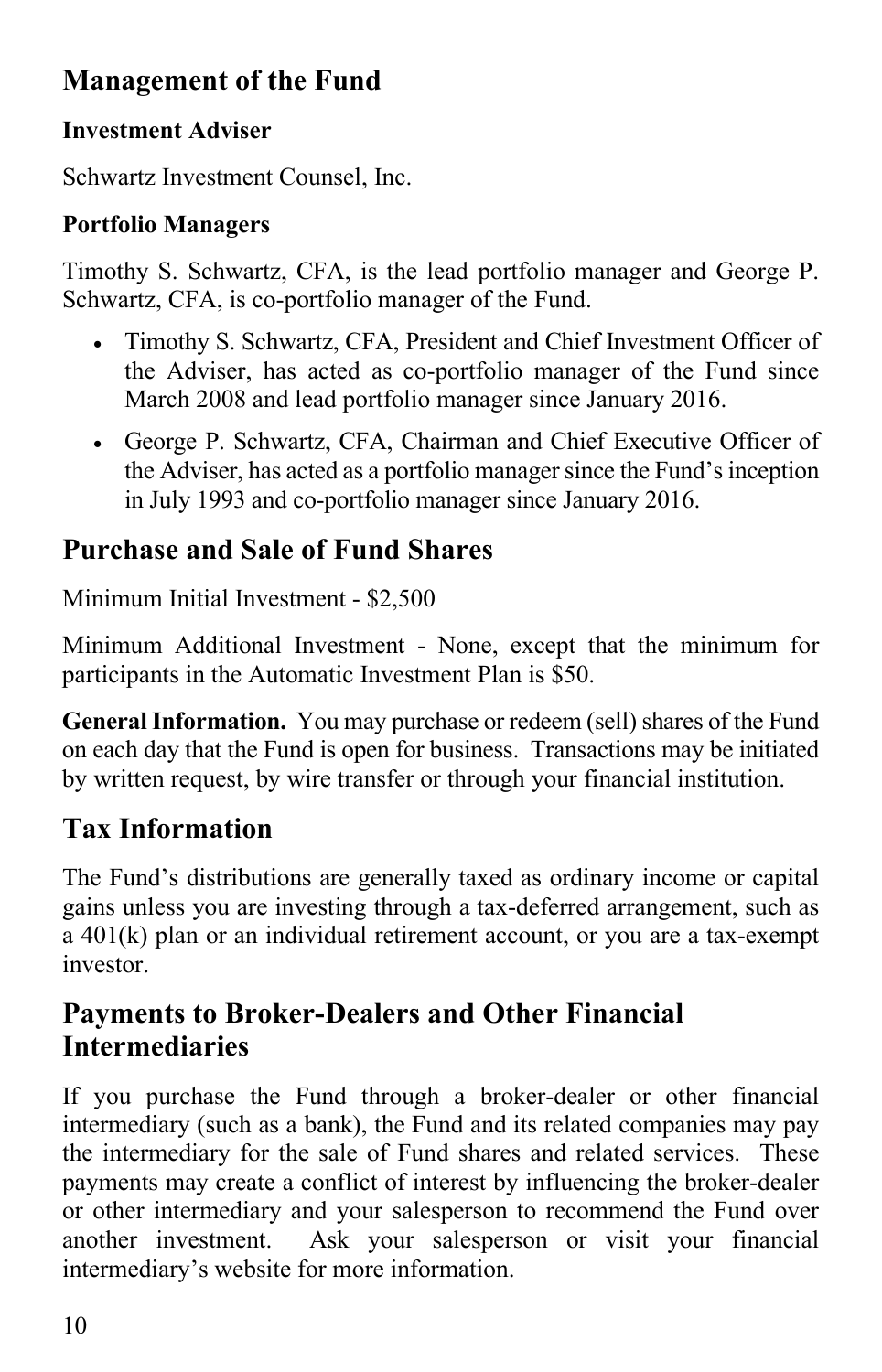## Management of the Fund

### Investment Adviser

Schwartz Investment Counsel, Inc.

### Portfolio Managers

Timothy S. Schwartz, CFA, is the lead portfolio manager and George P. Schwartz, CFA, is co-portfolio manager of the Fund.

- Timothy S. Schwartz, CFA, President and Chief Investment Officer of the Adviser, has acted as co-portfolio manager of the Fund since March 2008 and lead portfolio manager since January 2016.
- George P. Schwartz, CFA, Chairman and Chief Executive Officer of the Adviser, has acted as a portfolio manager since the Fund's inception in July 1993 and co-portfolio manager since January 2016.

## Purchase and Sale of Fund Shares

Minimum Initial Investment - $2,500

Minimum Additional Investment - None, except that the minimum for participants in the Automatic Investment Plan is $50.

**General Information.** You may purchase or redeem (sell) shares of the Fund on each day that the Fund is open for business. Transactions may be initiated by written request, by wire transfer or through your financial institution.

## Tax Information

The Fund's distributions are generally taxed as ordinary income or capital gains unless you are investing through a tax-deferred arrangement, such as a 401(k) plan or an individual retirement account, or you are a tax-exempt investor.

## Payments to Broker-Dealers and Other Financial Intermediaries

If you purchase the Fund through a broker-dealer or other financial intermediary (such as a bank), the Fund and its related companies may pay the intermediary for the sale of Fund shares and related services. These payments may create a conflict of interest by influencing the broker-dealer or other intermediary and your salesperson to recommend the Fund over another investment. Ask your salesperson or visit your financial intermediary's website for more information.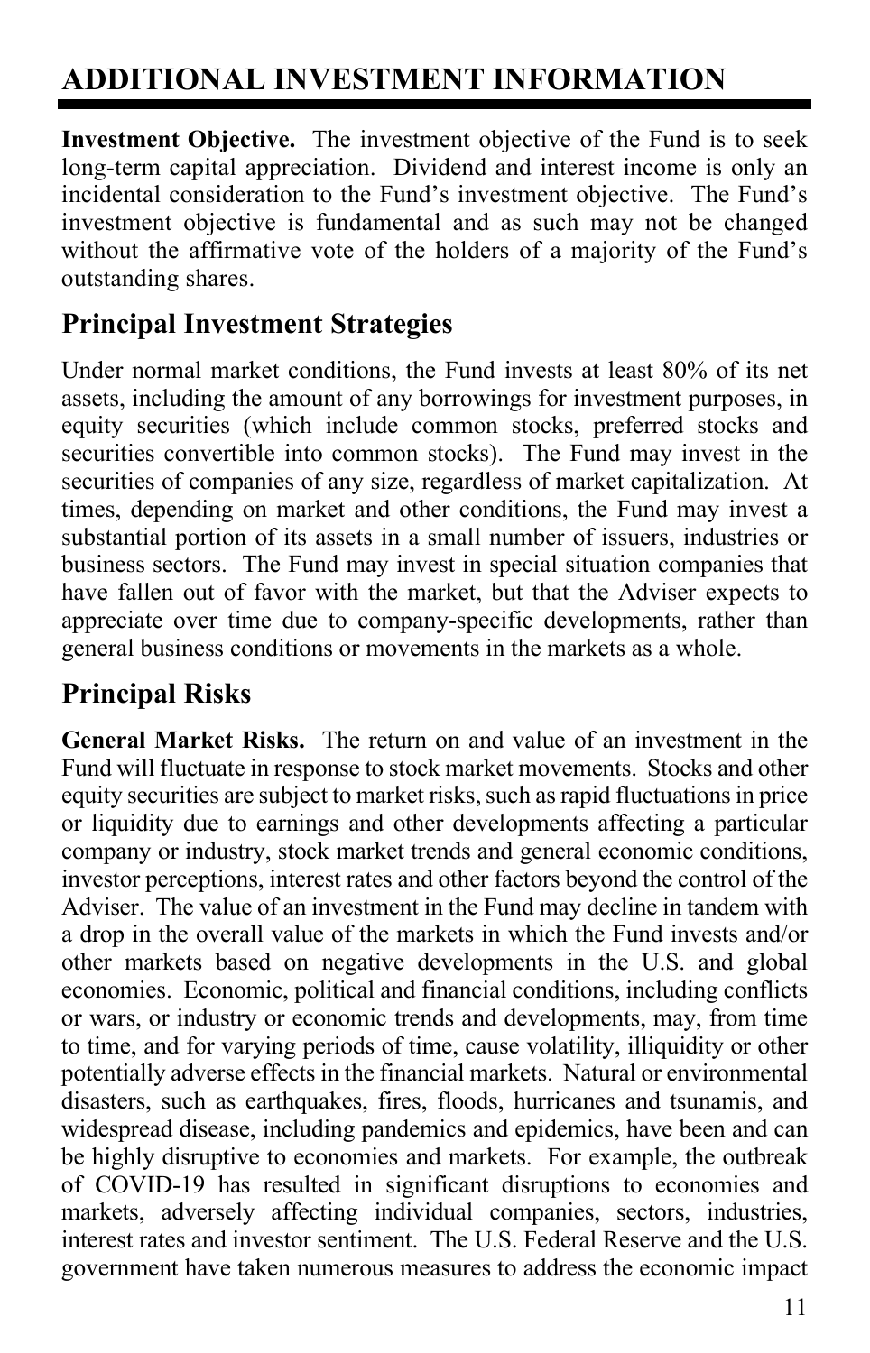# ADDITIONAL INVESTMENT INFORMATION

**Investment Objective.** The investment objective of the Fund is to seek long-term capital appreciation. Dividend and interest income is only an incidental consideration to the Fund's investment objective. The Fund's investment objective is fundamental and as such may not be changed without the affirmative vote of the holders of a majority of the Fund's outstanding shares.

## Principal Investment Strategies

Under normal market conditions, the Fund invests at least 80% of its net assets, including the amount of any borrowings for investment purposes, in equity securities (which include common stocks, preferred stocks and securities convertible into common stocks). The Fund may invest in the securities of companies of any size, regardless of market capitalization. At times, depending on market and other conditions, the Fund may invest a substantial portion of its assets in a small number of issuers, industries or business sectors. The Fund may invest in special situation companies that have fallen out of favor with the market, but that the Adviser expects to appreciate over time due to company-specific developments, rather than general business conditions or movements in the markets as a whole.

## Principal Risks

**General Market Risks.** The return on and value of an investment in the Fund will fluctuate in response to stock market movements. Stocks and other equity securities are subject to market risks, such as rapid fluctuations in price or liquidity due to earnings and other developments affecting a particular company or industry, stock market trends and general economic conditions, investor perceptions, interest rates and other factors beyond the control of the Adviser. The value of an investment in the Fund may decline in tandem with a drop in the overall value of the markets in which the Fund invests and/or other markets based on negative developments in the U.S. and global economies. Economic, political and financial conditions, including conflicts or wars, or industry or economic trends and developments, may, from time to time, and for varying periods of time, cause volatility, illiquidity or other potentially adverse effects in the financial markets. Natural or environmental disasters, such as earthquakes, fires, floods, hurricanes and tsunamis, and widespread disease, including pandemics and epidemics, have been and can be highly disruptive to economies and markets. For example, the outbreak of COVID-19 has resulted in significant disruptions to economies and markets, adversely affecting individual companies, sectors, industries, interest rates and investor sentiment. The U.S. Federal Reserve and the U.S. government have taken numerous measures to address the economic impact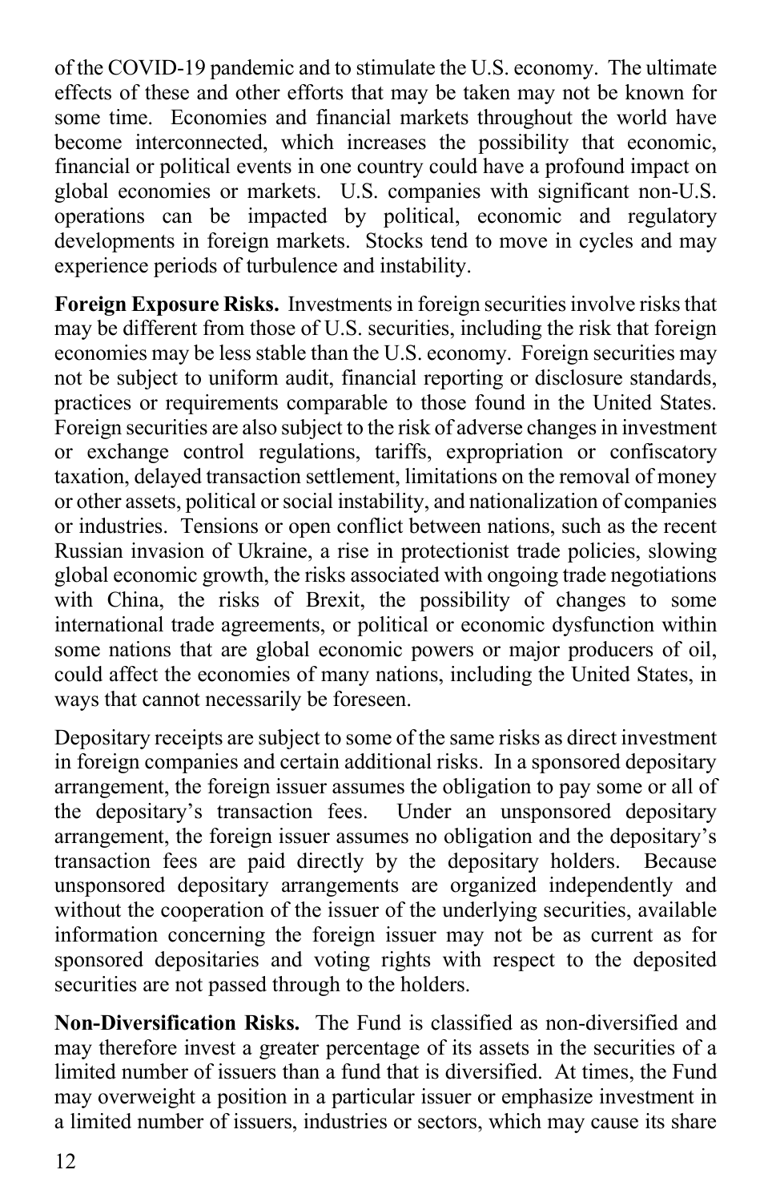of the COVID-19 pandemic and to stimulate the U.S. economy. The ultimate effects of these and other efforts that may be taken may not be known for some time. Economies and financial markets throughout the world have become interconnected, which increases the possibility that economic, financial or political events in one country could have a profound impact on global economies or markets. U.S. companies with significant non-U.S. operations can be impacted by political, economic and regulatory developments in foreign markets. Stocks tend to move in cycles and may experience periods of turbulence and instability.

**Foreign Exposure Risks.** Investments in foreign securities involve risks that may be different from those of U.S. securities, including the risk that foreign economies may be less stable than the U.S. economy. Foreign securities may not be subject to uniform audit, financial reporting or disclosure standards, practices or requirements comparable to those found in the United States. Foreign securities are also subject to the risk of adverse changes in investment or exchange control regulations, tariffs, expropriation or confiscatory taxation, delayed transaction settlement, limitations on the removal of money or other assets, political or social instability, and nationalization of companies or industries. Tensions or open conflict between nations, such as the recent Russian invasion of Ukraine, a rise in protectionist trade policies, slowing global economic growth, the risks associated with ongoing trade negotiations with China, the risks of Brexit, the possibility of changes to some international trade agreements, or political or economic dysfunction within some nations that are global economic powers or major producers of oil, could affect the economies of many nations, including the United States, in ways that cannot necessarily be foreseen.

Depositary receipts are subject to some of the same risks as direct investment in foreign companies and certain additional risks. In a sponsored depositary arrangement, the foreign issuer assumes the obligation to pay some or all of the depositary's transaction fees. Under an unsponsored depositary arrangement, the foreign issuer assumes no obligation and the depositary's transaction fees are paid directly by the depositary holders. Because unsponsored depositary arrangements are organized independently and without the cooperation of the issuer of the underlying securities, available information concerning the foreign issuer may not be as current as for sponsored depositaries and voting rights with respect to the deposited securities are not passed through to the holders.

**Non-Diversification Risks.** The Fund is classified as non-diversified and may therefore invest a greater percentage of its assets in the securities of a limited number of issuers than a fund that is diversified. At times, the Fund may overweight a position in a particular issuer or emphasize investment in a limited number of issuers, industries or sectors, which may cause its share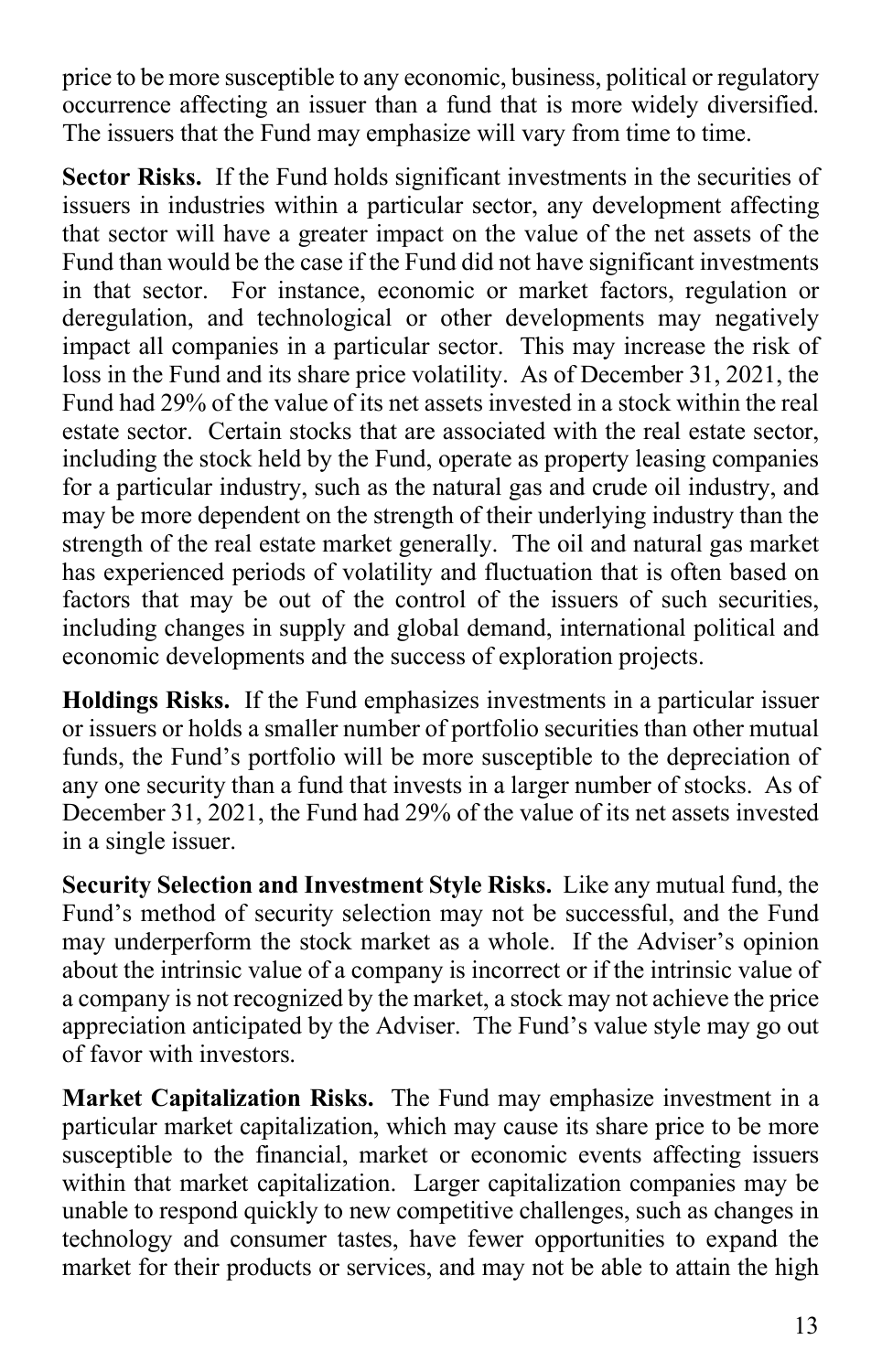price to be more susceptible to any economic, business, political or regulatory occurrence affecting an issuer than a fund that is more widely diversified. The issuers that the Fund may emphasize will vary from time to time.

**Sector Risks.** If the Fund holds significant investments in the securities of issuers in industries within a particular sector, any development affecting that sector will have a greater impact on the value of the net assets of the Fund than would be the case if the Fund did not have significant investments in that sector. For instance, economic or market factors, regulation or deregulation, and technological or other developments may negatively impact all companies in a particular sector. This may increase the risk of loss in the Fund and its share price volatility. As of December 31, 2021, the Fund had 29% of the value of its net assets invested in a stock within the real estate sector. Certain stocks that are associated with the real estate sector, including the stock held by the Fund, operate as property leasing companies for a particular industry, such as the natural gas and crude oil industry, and may be more dependent on the strength of their underlying industry than the strength of the real estate market generally. The oil and natural gas market has experienced periods of volatility and fluctuation that is often based on factors that may be out of the control of the issuers of such securities, including changes in supply and global demand, international political and economic developments and the success of exploration projects.

**Holdings Risks.** If the Fund emphasizes investments in a particular issuer or issuers or holds a smaller number of portfolio securities than other mutual funds, the Fund's portfolio will be more susceptible to the depreciation of any one security than a fund that invests in a larger number of stocks. As of December 31, 2021, the Fund had 29% of the value of its net assets invested in a single issuer.

**Security Selection and Investment Style Risks.** Like any mutual fund, the Fund's method of security selection may not be successful, and the Fund may underperform the stock market as a whole. If the Adviser's opinion about the intrinsic value of a company is incorrect or if the intrinsic value of a company is not recognized by the market, a stock may not achieve the price appreciation anticipated by the Adviser. The Fund's value style may go out of favor with investors.

**Market Capitalization Risks.** The Fund may emphasize investment in a particular market capitalization, which may cause its share price to be more susceptible to the financial, market or economic events affecting issuers within that market capitalization. Larger capitalization companies may be unable to respond quickly to new competitive challenges, such as changes in technology and consumer tastes, have fewer opportunities to expand the market for their products or services, and may not be able to attain the high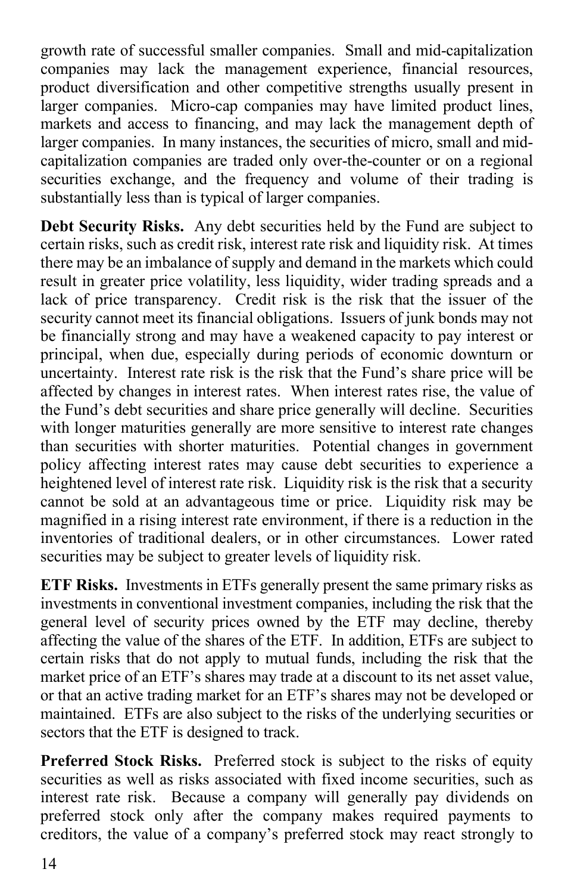growth rate of successful smaller companies. Small and mid-capitalization companies may lack the management experience, financial resources, product diversification and other competitive strengths usually present in larger companies. Micro-cap companies may have limited product lines, markets and access to financing, and may lack the management depth of larger companies. In many instances, the securities of micro, small and mid-capitalization companies are traded only over-the-counter or on a regional securities exchange, and the frequency and volume of their trading is substantially less than is typical of larger companies.

**Debt Security Risks.** Any debt securities held by the Fund are subject to certain risks, such as credit risk, interest rate risk and liquidity risk. At times there may be an imbalance of supply and demand in the markets which could result in greater price volatility, less liquidity, wider trading spreads and a lack of price transparency. Credit risk is the risk that the issuer of the security cannot meet its financial obligations. Issuers of junk bonds may not be financially strong and may have a weakened capacity to pay interest or principal, when due, especially during periods of economic downturn or uncertainty. Interest rate risk is the risk that the Fund's share price will be affected by changes in interest rates. When interest rates rise, the value of the Fund's debt securities and share price generally will decline. Securities with longer maturities generally are more sensitive to interest rate changes than securities with shorter maturities. Potential changes in government policy affecting interest rates may cause debt securities to experience a heightened level of interest rate risk. Liquidity risk is the risk that a security cannot be sold at an advantageous time or price. Liquidity risk may be magnified in a rising interest rate environment, if there is a reduction in the inventories of traditional dealers, or in other circumstances. Lower rated securities may be subject to greater levels of liquidity risk.

**ETF Risks.** Investments in ETFs generally present the same primary risks as investments in conventional investment companies, including the risk that the general level of security prices owned by the ETF may decline, thereby affecting the value of the shares of the ETF. In addition, ETFs are subject to certain risks that do not apply to mutual funds, including the risk that the market price of an ETF's shares may trade at a discount to its net asset value, or that an active trading market for an ETF's shares may not be developed or maintained. ETFs are also subject to the risks of the underlying securities or sectors that the ETF is designed to track.

**Preferred Stock Risks.** Preferred stock is subject to the risks of equity securities as well as risks associated with fixed income securities, such as interest rate risk. Because a company will generally pay dividends on preferred stock only after the company makes required payments to creditors, the value of a company's preferred stock may react strongly to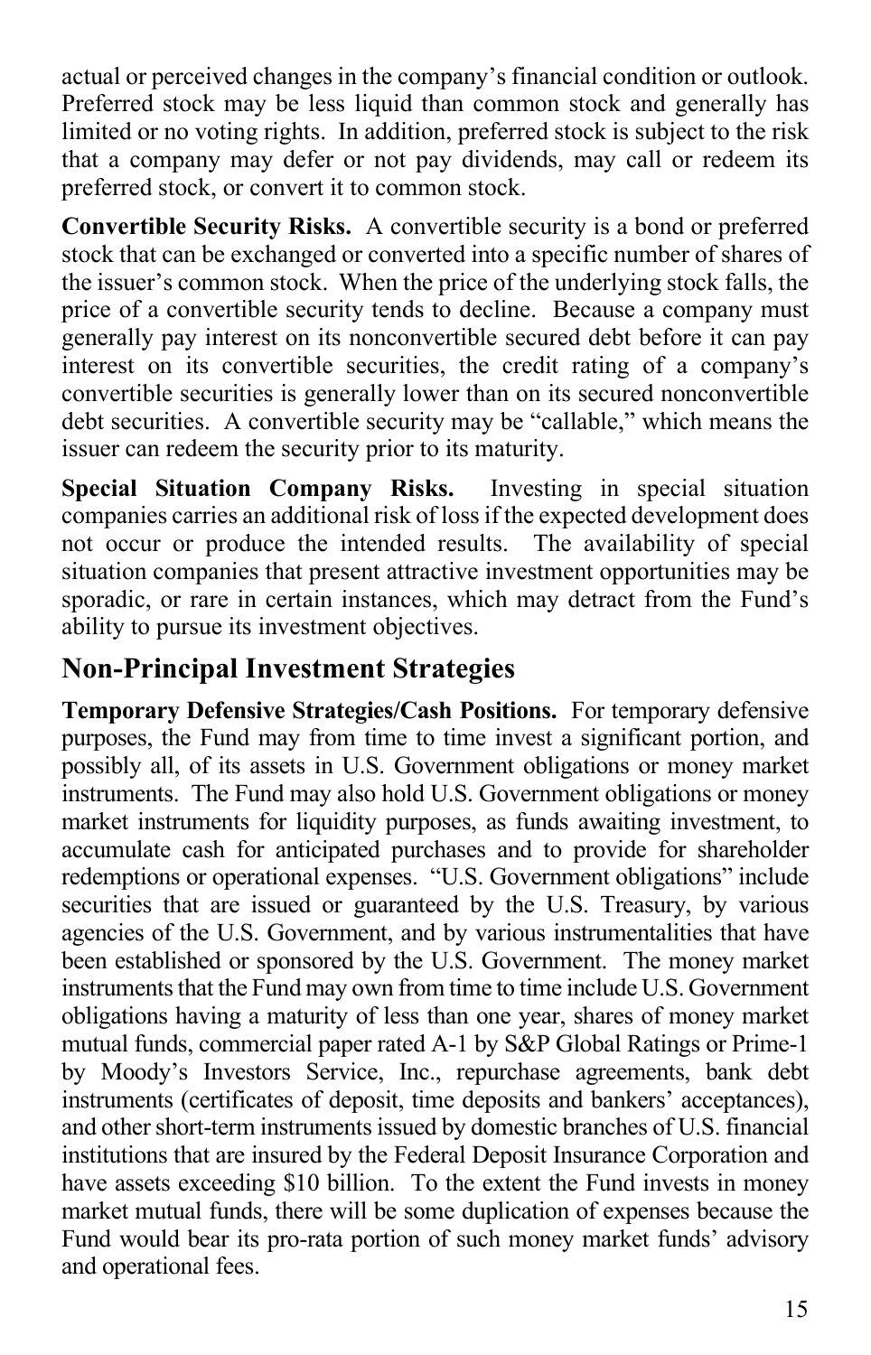actual or perceived changes in the company's financial condition or outlook. Preferred stock may be less liquid than common stock and generally has limited or no voting rights. In addition, preferred stock is subject to the risk that a company may defer or not pay dividends, may call or redeem its preferred stock, or convert it to common stock.

**Convertible Security Risks.** A convertible security is a bond or preferred stock that can be exchanged or converted into a specific number of shares of the issuer's common stock. When the price of the underlying stock falls, the price of a convertible security tends to decline. Because a company must generally pay interest on its nonconvertible secured debt before it can pay interest on its convertible securities, the credit rating of a company's convertible securities is generally lower than on its secured nonconvertible debt securities. A convertible security may be "callable," which means the issuer can redeem the security prior to its maturity.

**Special Situation Company Risks.** Investing in special situation companies carries an additional risk of loss if the expected development does not occur or produce the intended results. The availability of special situation companies that present attractive investment opportunities may be sporadic, or rare in certain instances, which may detract from the Fund's ability to pursue its investment objectives.

## Non-Principal Investment Strategies

**Temporary Defensive Strategies/Cash Positions.** For temporary defensive purposes, the Fund may from time to time invest a significant portion, and possibly all, of its assets in U.S. Government obligations or money market instruments. The Fund may also hold U.S. Government obligations or money market instruments for liquidity purposes, as funds awaiting investment, to accumulate cash for anticipated purchases and to provide for shareholder redemptions or operational expenses. "U.S. Government obligations" include securities that are issued or guaranteed by the U.S. Treasury, by various agencies of the U.S. Government, and by various instrumentalities that have been established or sponsored by the U.S. Government. The money market instruments that the Fund may own from time to time include U.S. Government obligations having a maturity of less than one year, shares of money market mutual funds, commercial paper rated A-1 by S&P Global Ratings or Prime-1 by Moody's Investors Service, Inc., repurchase agreements, bank debt instruments (certificates of deposit, time deposits and bankers' acceptances), and other short-term instruments issued by domestic branches of U.S. financial institutions that are insured by the Federal Deposit Insurance Corporation and have assets exceeding $10 billion. To the extent the Fund invests in money market mutual funds, there will be some duplication of expenses because the Fund would bear its pro-rata portion of such money market funds' advisory and operational fees.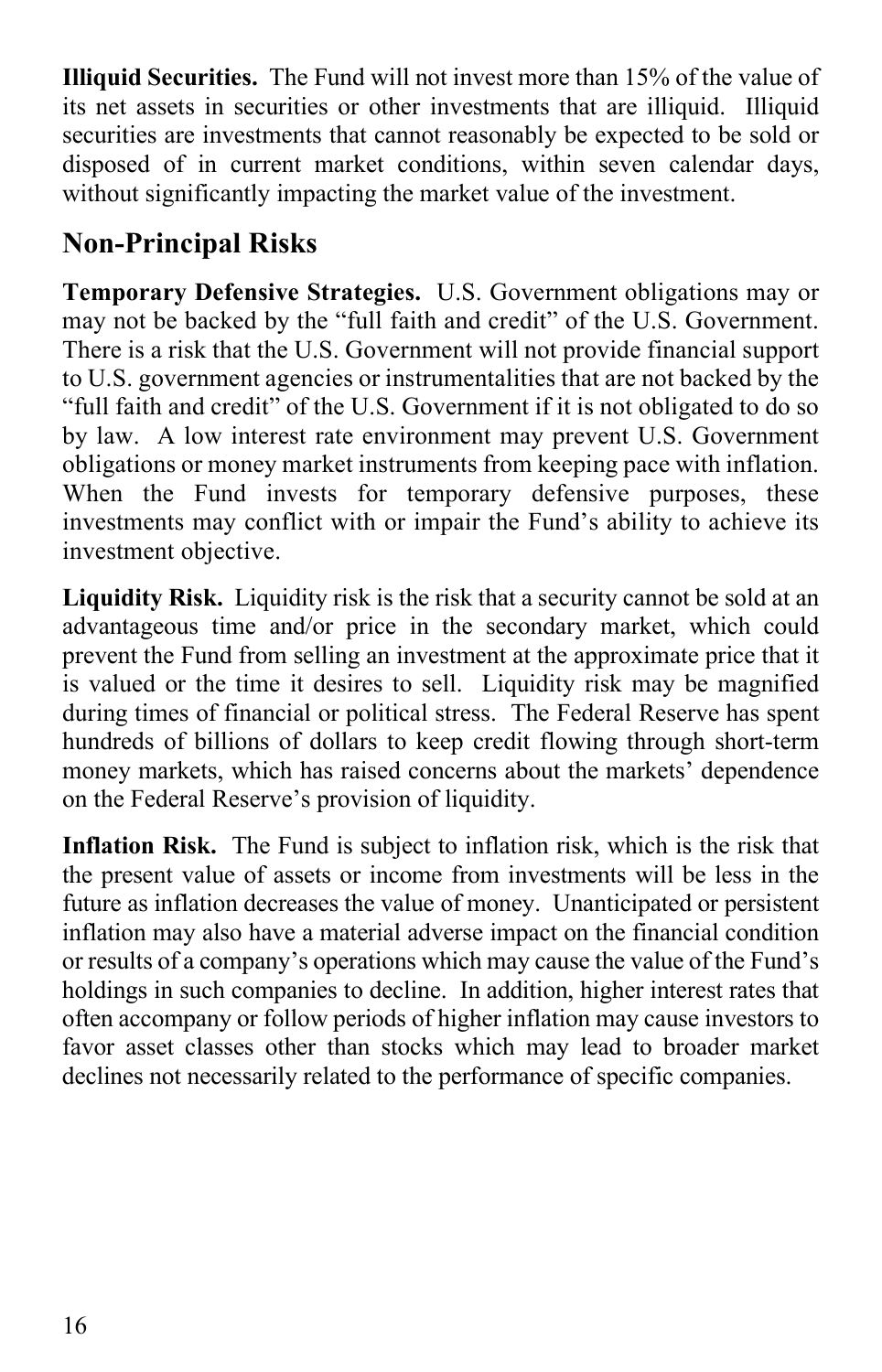**Illiquid Securities.** The Fund will not invest more than 15% of the value of its net assets in securities or other investments that are illiquid. Illiquid securities are investments that cannot reasonably be expected to be sold or disposed of in current market conditions, within seven calendar days, without significantly impacting the market value of the investment.

## Non-Principal Risks

**Temporary Defensive Strategies.** U.S. Government obligations may or may not be backed by the "full faith and credit" of the U.S. Government. There is a risk that the U.S. Government will not provide financial support to U.S. government agencies or instrumentalities that are not backed by the "full faith and credit" of the U.S. Government if it is not obligated to do so by law. A low interest rate environment may prevent U.S. Government obligations or money market instruments from keeping pace with inflation. When the Fund invests for temporary defensive purposes, these investments may conflict with or impair the Fund's ability to achieve its investment objective.

**Liquidity Risk.** Liquidity risk is the risk that a security cannot be sold at an advantageous time and/or price in the secondary market, which could prevent the Fund from selling an investment at the approximate price that it is valued or the time it desires to sell. Liquidity risk may be magnified during times of financial or political stress. The Federal Reserve has spent hundreds of billions of dollars to keep credit flowing through short-term money markets, which has raised concerns about the markets' dependence on the Federal Reserve's provision of liquidity.

**Inflation Risk.** The Fund is subject to inflation risk, which is the risk that the present value of assets or income from investments will be less in the future as inflation decreases the value of money. Unanticipated or persistent inflation may also have a material adverse impact on the financial condition or results of a company's operations which may cause the value of the Fund's holdings in such companies to decline. In addition, higher interest rates that often accompany or follow periods of higher inflation may cause investors to favor asset classes other than stocks which may lead to broader market declines not necessarily related to the performance of specific companies.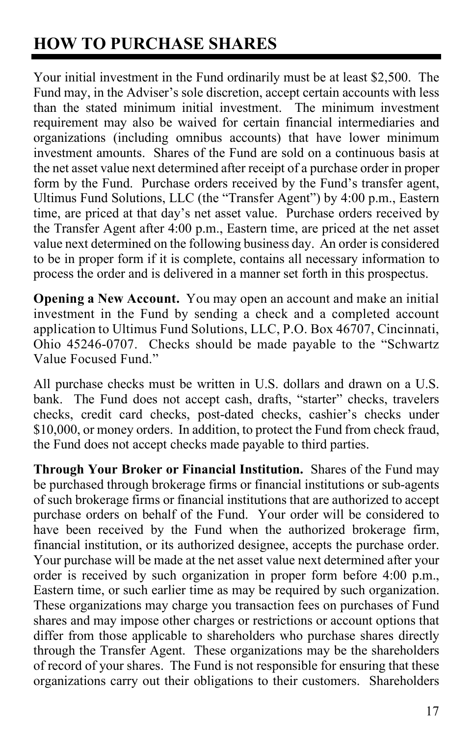## HOW TO PURCHASE SHARES

Your initial investment in the Fund ordinarily must be at least $2,500. The Fund may, in the Adviser's sole discretion, accept certain accounts with less than the stated minimum initial investment. The minimum investment requirement may also be waived for certain financial intermediaries and organizations (including omnibus accounts) that have lower minimum investment amounts. Shares of the Fund are sold on a continuous basis at the net asset value next determined after receipt of a purchase order in proper form by the Fund. Purchase orders received by the Fund's transfer agent, Ultimus Fund Solutions, LLC (the "Transfer Agent") by 4:00 p.m., Eastern time, are priced at that day's net asset value. Purchase orders received by the Transfer Agent after 4:00 p.m., Eastern time, are priced at the net asset value next determined on the following business day. An order is considered to be in proper form if it is complete, contains all necessary information to process the order and is delivered in a manner set forth in this prospectus.

**Opening a New Account.** You may open an account and make an initial investment in the Fund by sending a check and a completed account application to Ultimus Fund Solutions, LLC, P.O. Box 46707, Cincinnati, Ohio 45246-0707. Checks should be made payable to the "Schwartz Value Focused Fund."

All purchase checks must be written in U.S. dollars and drawn on a U.S. bank. The Fund does not accept cash, drafts, "starter" checks, travelers checks, credit card checks, post-dated checks, cashier's checks under $10,000, or money orders. In addition, to protect the Fund from check fraud, the Fund does not accept checks made payable to third parties.

**Through Your Broker or Financial Institution.** Shares of the Fund may be purchased through brokerage firms or financial institutions or sub-agents of such brokerage firms or financial institutions that are authorized to accept purchase orders on behalf of the Fund. Your order will be considered to have been received by the Fund when the authorized brokerage firm, financial institution, or its authorized designee, accepts the purchase order. Your purchase will be made at the net asset value next determined after your order is received by such organization in proper form before 4:00 p.m., Eastern time, or such earlier time as may be required by such organization. These organizations may charge you transaction fees on purchases of Fund shares and may impose other charges or restrictions or account options that differ from those applicable to shareholders who purchase shares directly through the Transfer Agent. These organizations may be the shareholders of record of your shares. The Fund is not responsible for ensuring that these organizations carry out their obligations to their customers. Shareholders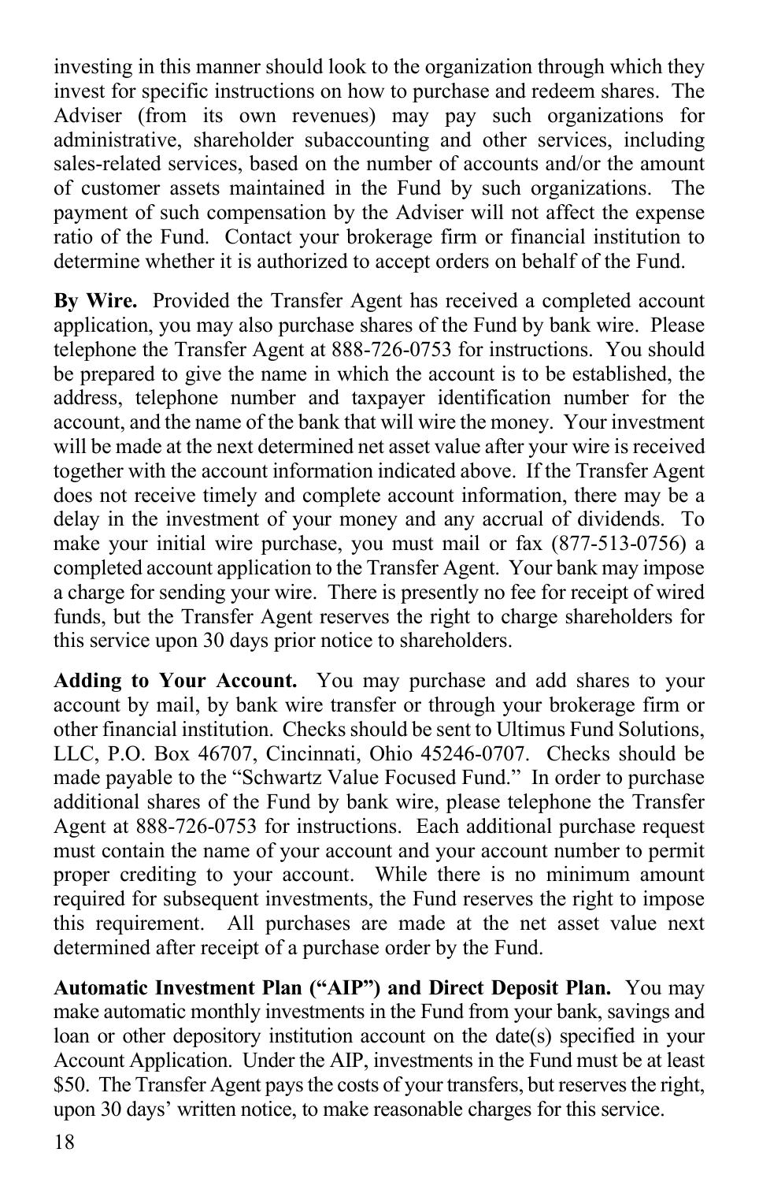investing in this manner should look to the organization through which they invest for specific instructions on how to purchase and redeem shares. The Adviser (from its own revenues) may pay such organizations for administrative, shareholder subaccounting and other services, including sales-related services, based on the number of accounts and/or the amount of customer assets maintained in the Fund by such organizations. The payment of such compensation by the Adviser will not affect the expense ratio of the Fund. Contact your brokerage firm or financial institution to determine whether it is authorized to accept orders on behalf of the Fund.

**By Wire.** Provided the Transfer Agent has received a completed account application, you may also purchase shares of the Fund by bank wire. Please telephone the Transfer Agent at 888-726-0753 for instructions. You should be prepared to give the name in which the account is to be established, the address, telephone number and taxpayer identification number for the account, and the name of the bank that will wire the money. Your investment will be made at the next determined net asset value after your wire is received together with the account information indicated above. If the Transfer Agent does not receive timely and complete account information, there may be a delay in the investment of your money and any accrual of dividends. To make your initial wire purchase, you must mail or fax (877-513-0756) a completed account application to the Transfer Agent. Your bank may impose a charge for sending your wire. There is presently no fee for receipt of wired funds, but the Transfer Agent reserves the right to charge shareholders for this service upon 30 days prior notice to shareholders.

**Adding to Your Account.** You may purchase and add shares to your account by mail, by bank wire transfer or through your brokerage firm or other financial institution. Checks should be sent to Ultimus Fund Solutions, LLC, P.O. Box 46707, Cincinnati, Ohio 45246-0707. Checks should be made payable to the "Schwartz Value Focused Fund." In order to purchase additional shares of the Fund by bank wire, please telephone the Transfer Agent at 888-726-0753 for instructions. Each additional purchase request must contain the name of your account and your account number to permit proper crediting to your account. While there is no minimum amount required for subsequent investments, the Fund reserves the right to impose this requirement. All purchases are made at the net asset value next determined after receipt of a purchase order by the Fund.

**Automatic Investment Plan ("AIP") and Direct Deposit Plan.** You may make automatic monthly investments in the Fund from your bank, savings and loan or other depository institution account on the date(s) specified in your Account Application. Under the AIP, investments in the Fund must be at least $50. The Transfer Agent pays the costs of your transfers, but reserves the right, upon 30 days' written notice, to make reasonable charges for this service.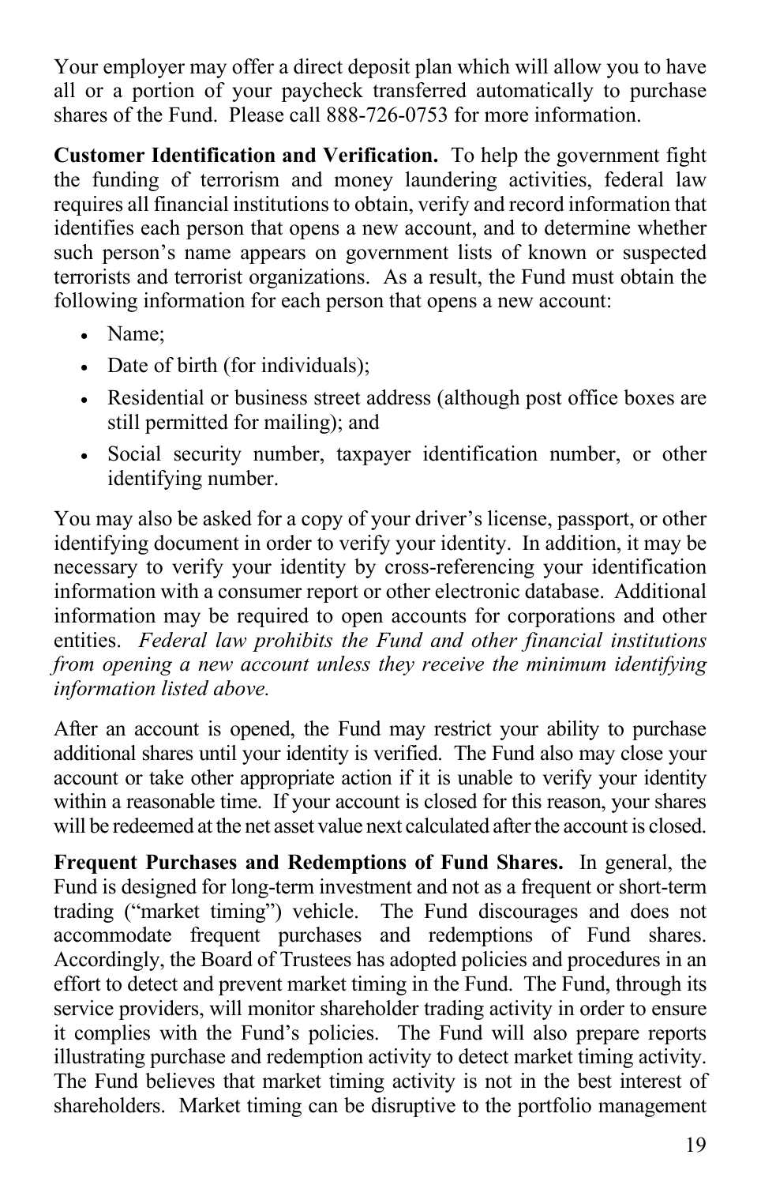Your employer may offer a direct deposit plan which will allow you to have all or a portion of your paycheck transferred automatically to purchase shares of the Fund. Please call 888-726-0753 for more information.

**Customer Identification and Verification.** To help the government fight the funding of terrorism and money laundering activities, federal law requires all financial institutions to obtain, verify and record information that identifies each person that opens a new account, and to determine whether such person's name appears on government lists of known or suspected terrorists and terrorist organizations. As a result, the Fund must obtain the following information for each person that opens a new account:

- Name;
- Date of birth (for individuals);
- Residential or business street address (although post office boxes are still permitted for mailing); and
- Social security number, taxpayer identification number, or other identifying number.

You may also be asked for a copy of your driver's license, passport, or other identifying document in order to verify your identity. In addition, it may be necessary to verify your identity by cross-referencing your identification information with a consumer report or other electronic database. Additional information may be required to open accounts for corporations and other entities. *Federal law prohibits the Fund and other financial institutions from opening a new account unless they receive the minimum identifying information listed above.*

After an account is opened, the Fund may restrict your ability to purchase additional shares until your identity is verified. The Fund also may close your account or take other appropriate action if it is unable to verify your identity within a reasonable time. If your account is closed for this reason, your shares will be redeemed at the net asset value next calculated after the account is closed.

**Frequent Purchases and Redemptions of Fund Shares.** In general, the Fund is designed for long-term investment and not as a frequent or short-term trading ("market timing") vehicle. The Fund discourages and does not accommodate frequent purchases and redemptions of Fund shares. Accordingly, the Board of Trustees has adopted policies and procedures in an effort to detect and prevent market timing in the Fund. The Fund, through its service providers, will monitor shareholder trading activity in order to ensure it complies with the Fund's policies. The Fund will also prepare reports illustrating purchase and redemption activity to detect market timing activity. The Fund believes that market timing activity is not in the best interest of shareholders. Market timing can be disruptive to the portfolio management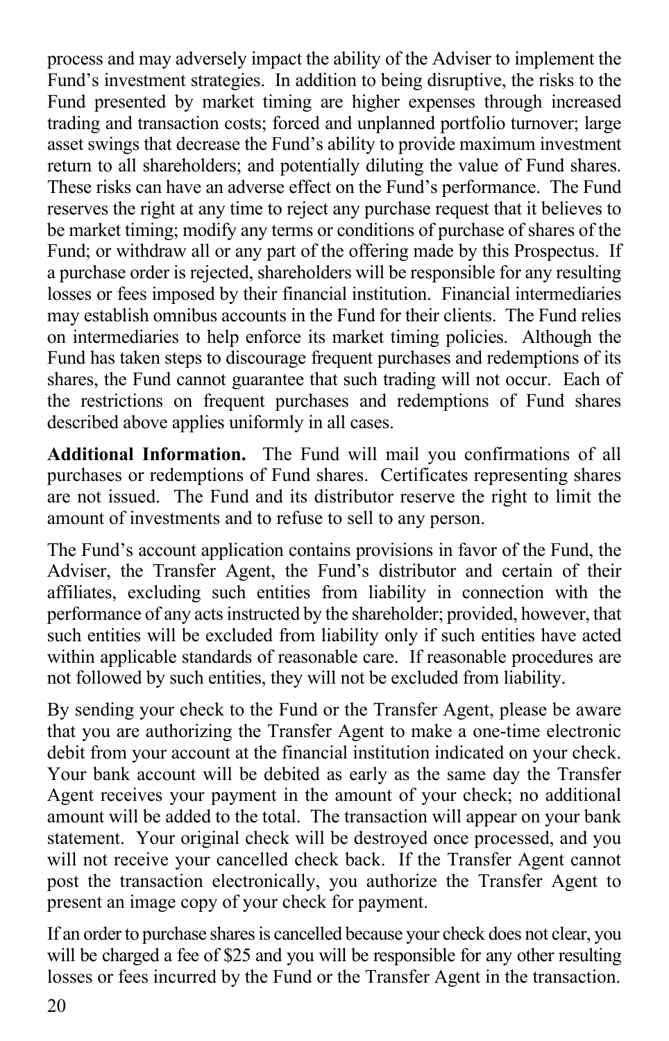process and may adversely impact the ability of the Adviser to implement the Fund's investment strategies. In addition to being disruptive, the risks to the Fund presented by market timing are higher expenses through increased trading and transaction costs; forced and unplanned portfolio turnover; large asset swings that decrease the Fund's ability to provide maximum investment return to all shareholders; and potentially diluting the value of Fund shares. These risks can have an adverse effect on the Fund's performance. The Fund reserves the right at any time to reject any purchase request that it believes to be market timing; modify any terms or conditions of purchase of shares of the Fund; or withdraw all or any part of the offering made by this Prospectus. If a purchase order is rejected, shareholders will be responsible for any resulting losses or fees imposed by their financial institution. Financial intermediaries may establish omnibus accounts in the Fund for their clients. The Fund relies on intermediaries to help enforce its market timing policies. Although the Fund has taken steps to discourage frequent purchases and redemptions of its shares, the Fund cannot guarantee that such trading will not occur. Each of the restrictions on frequent purchases and redemptions of Fund shares described above applies uniformly in all cases.

**Additional Information.** The Fund will mail you confirmations of all purchases or redemptions of Fund shares. Certificates representing shares are not issued. The Fund and its distributor reserve the right to limit the amount of investments and to refuse to sell to any person.

The Fund's account application contains provisions in favor of the Fund, the Adviser, the Transfer Agent, the Fund's distributor and certain of their affiliates, excluding such entities from liability in connection with the performance of any acts instructed by the shareholder; provided, however, that such entities will be excluded from liability only if such entities have acted within applicable standards of reasonable care. If reasonable procedures are not followed by such entities, they will not be excluded from liability.

By sending your check to the Fund or the Transfer Agent, please be aware that you are authorizing the Transfer Agent to make a one-time electronic debit from your account at the financial institution indicated on your check. Your bank account will be debited as early as the same day the Transfer Agent receives your payment in the amount of your check; no additional amount will be added to the total. The transaction will appear on your bank statement. Your original check will be destroyed once processed, and you will not receive your cancelled check back. If the Transfer Agent cannot post the transaction electronically, you authorize the Transfer Agent to present an image copy of your check for payment.

If an order to purchase shares is cancelled because your check does not clear, you will be charged a fee of $25 and you will be responsible for any other resulting losses or fees incurred by the Fund or the Transfer Agent in the transaction.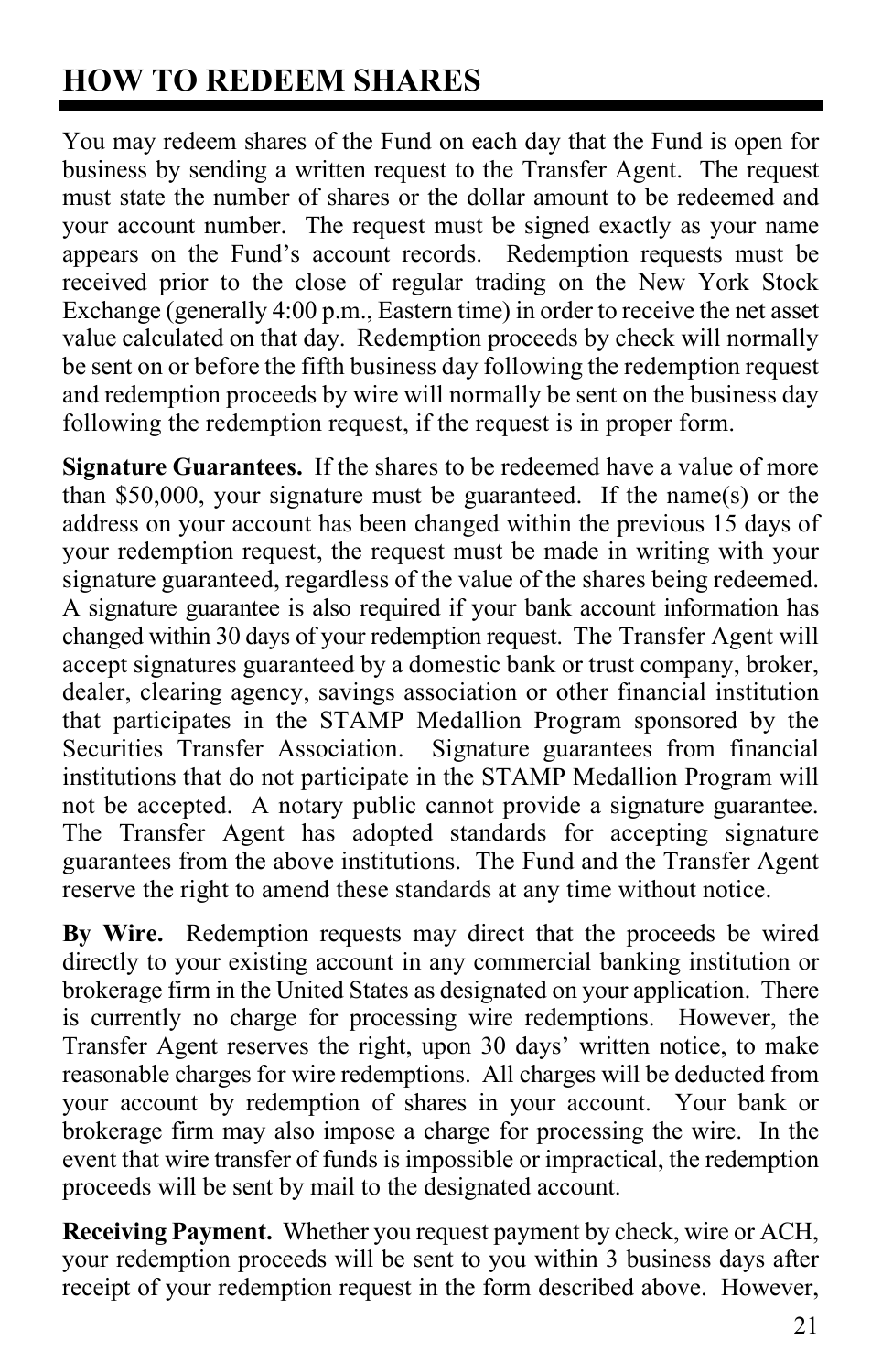# HOW TO REDEEM SHARES

You may redeem shares of the Fund on each day that the Fund is open for business by sending a written request to the Transfer Agent. The request must state the number of shares or the dollar amount to be redeemed and your account number. The request must be signed exactly as your name appears on the Fund's account records. Redemption requests must be received prior to the close of regular trading on the New York Stock Exchange (generally 4:00 p.m., Eastern time) in order to receive the net asset value calculated on that day. Redemption proceeds by check will normally be sent on or before the fifth business day following the redemption request and redemption proceeds by wire will normally be sent on the business day following the redemption request, if the request is in proper form.

**Signature Guarantees.** If the shares to be redeemed have a value of more than $50,000, your signature must be guaranteed. If the name(s) or the address on your account has been changed within the previous 15 days of your redemption request, the request must be made in writing with your signature guaranteed, regardless of the value of the shares being redeemed. A signature guarantee is also required if your bank account information has changed within 30 days of your redemption request. The Transfer Agent will accept signatures guaranteed by a domestic bank or trust company, broker, dealer, clearing agency, savings association or other financial institution that participates in the STAMP Medallion Program sponsored by the Securities Transfer Association. Signature guarantees from financial institutions that do not participate in the STAMP Medallion Program will not be accepted. A notary public cannot provide a signature guarantee. The Transfer Agent has adopted standards for accepting signature guarantees from the above institutions. The Fund and the Transfer Agent reserve the right to amend these standards at any time without notice.

**By Wire.** Redemption requests may direct that the proceeds be wired directly to your existing account in any commercial banking institution or brokerage firm in the United States as designated on your application. There is currently no charge for processing wire redemptions. However, the Transfer Agent reserves the right, upon 30 days' written notice, to make reasonable charges for wire redemptions. All charges will be deducted from your account by redemption of shares in your account. Your bank or brokerage firm may also impose a charge for processing the wire. In the event that wire transfer of funds is impossible or impractical, the redemption proceeds will be sent by mail to the designated account.

**Receiving Payment.** Whether you request payment by check, wire or ACH, your redemption proceeds will be sent to you within 3 business days after receipt of your redemption request in the form described above. However,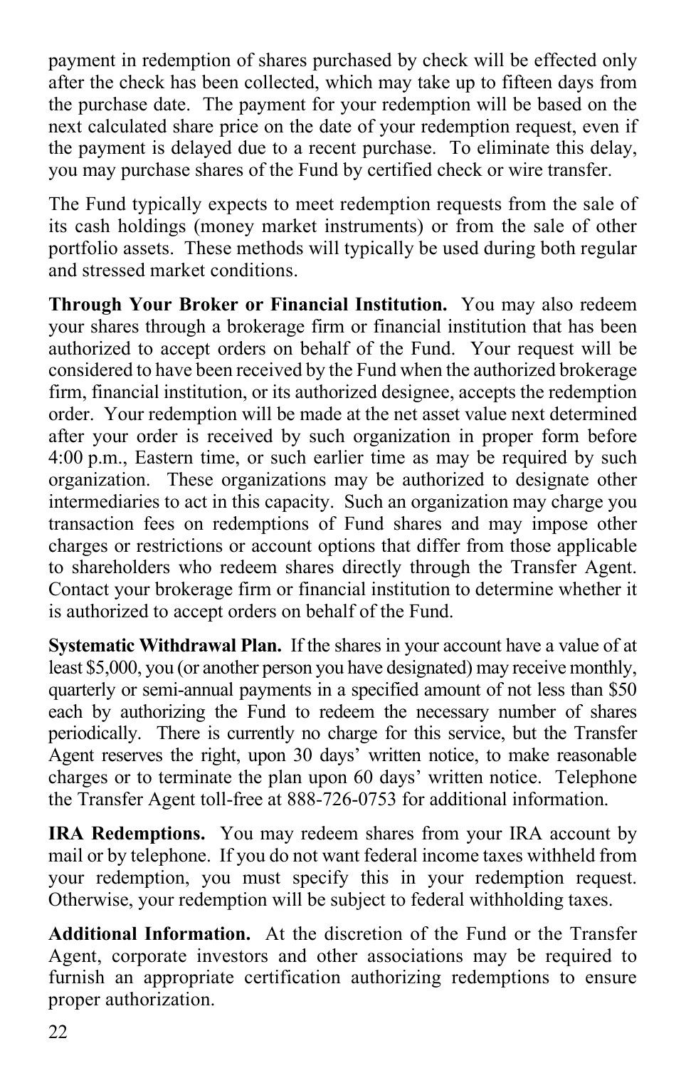payment in redemption of shares purchased by check will be effected only after the check has been collected, which may take up to fifteen days from the purchase date. The payment for your redemption will be based on the next calculated share price on the date of your redemption request, even if the payment is delayed due to a recent purchase. To eliminate this delay, you may purchase shares of the Fund by certified check or wire transfer.

The Fund typically expects to meet redemption requests from the sale of its cash holdings (money market instruments) or from the sale of other portfolio assets. These methods will typically be used during both regular and stressed market conditions.

**Through Your Broker or Financial Institution.** You may also redeem your shares through a brokerage firm or financial institution that has been authorized to accept orders on behalf of the Fund. Your request will be considered to have been received by the Fund when the authorized brokerage firm, financial institution, or its authorized designee, accepts the redemption order. Your redemption will be made at the net asset value next determined after your order is received by such organization in proper form before 4:00 p.m., Eastern time, or such earlier time as may be required by such organization. These organizations may be authorized to designate other intermediaries to act in this capacity. Such an organization may charge you transaction fees on redemptions of Fund shares and may impose other charges or restrictions or account options that differ from those applicable to shareholders who redeem shares directly through the Transfer Agent. Contact your brokerage firm or financial institution to determine whether it is authorized to accept orders on behalf of the Fund.

**Systematic Withdrawal Plan.** If the shares in your account have a value of at least $5,000, you (or another person you have designated) may receive monthly, quarterly or semi-annual payments in a specified amount of not less than $50 each by authorizing the Fund to redeem the necessary number of shares periodically. There is currently no charge for this service, but the Transfer Agent reserves the right, upon 30 days' written notice, to make reasonable charges or to terminate the plan upon 60 days' written notice. Telephone the Transfer Agent toll-free at 888-726-0753 for additional information.

**IRA Redemptions.** You may redeem shares from your IRA account by mail or by telephone. If you do not want federal income taxes withheld from your redemption, you must specify this in your redemption request. Otherwise, your redemption will be subject to federal withholding taxes.

**Additional Information.** At the discretion of the Fund or the Transfer Agent, corporate investors and other associations may be required to furnish an appropriate certification authorizing redemptions to ensure proper authorization.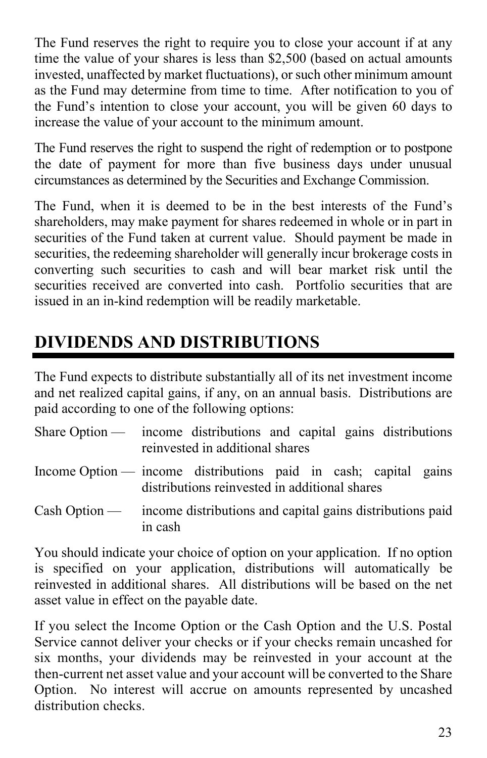The Fund reserves the right to require you to close your account if at any time the value of your shares is less than $2,500 (based on actual amounts invested, unaffected by market fluctuations), or such other minimum amount as the Fund may determine from time to time. After notification to you of the Fund's intention to close your account, you will be given 60 days to increase the value of your account to the minimum amount.

The Fund reserves the right to suspend the right of redemption or to postpone the date of payment for more than five business days under unusual circumstances as determined by the Securities and Exchange Commission.

The Fund, when it is deemed to be in the best interests of the Fund's shareholders, may make payment for shares redeemed in whole or in part in securities of the Fund taken at current value. Should payment be made in securities, the redeeming shareholder will generally incur brokerage costs in converting such securities to cash and will bear market risk until the securities received are converted into cash. Portfolio securities that are issued in an in-kind redemption will be readily marketable.

# DIVIDENDS AND DISTRIBUTIONS

The Fund expects to distribute substantially all of its net investment income and net realized capital gains, if any, on an annual basis. Distributions are paid according to one of the following options:

Share Option — income distributions and capital gains distributions reinvested in additional shares

Income Option — income distributions paid in cash; capital gains distributions reinvested in additional shares

Cash Option — income distributions and capital gains distributions paid in cash

You should indicate your choice of option on your application. If no option is specified on your application, distributions will automatically be reinvested in additional shares. All distributions will be based on the net asset value in effect on the payable date.

If you select the Income Option or the Cash Option and the U.S. Postal Service cannot deliver your checks or if your checks remain uncashed for six months, your dividends may be reinvested in your account at the then-current net asset value and your account will be converted to the Share Option. No interest will accrue on amounts represented by uncashed distribution checks.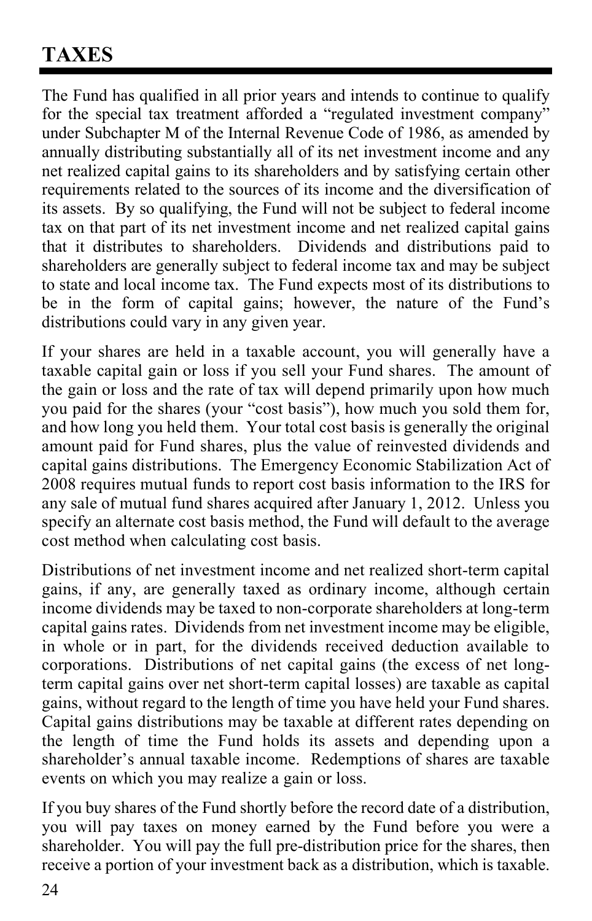# TAXES

The Fund has qualified in all prior years and intends to continue to qualify for the special tax treatment afforded a "regulated investment company" under Subchapter M of the Internal Revenue Code of 1986, as amended by annually distributing substantially all of its net investment income and any net realized capital gains to its shareholders and by satisfying certain other requirements related to the sources of its income and the diversification of its assets. By so qualifying, the Fund will not be subject to federal income tax on that part of its net investment income and net realized capital gains that it distributes to shareholders. Dividends and distributions paid to shareholders are generally subject to federal income tax and may be subject to state and local income tax. The Fund expects most of its distributions to be in the form of capital gains; however, the nature of the Fund's distributions could vary in any given year.

If your shares are held in a taxable account, you will generally have a taxable capital gain or loss if you sell your Fund shares. The amount of the gain or loss and the rate of tax will depend primarily upon how much you paid for the shares (your "cost basis"), how much you sold them for, and how long you held them. Your total cost basis is generally the original amount paid for Fund shares, plus the value of reinvested dividends and capital gains distributions. The Emergency Economic Stabilization Act of 2008 requires mutual funds to report cost basis information to the IRS for any sale of mutual fund shares acquired after January 1, 2012. Unless you specify an alternate cost basis method, the Fund will default to the average cost method when calculating cost basis.

Distributions of net investment income and net realized short-term capital gains, if any, are generally taxed as ordinary income, although certain income dividends may be taxed to non-corporate shareholders at long-term capital gains rates. Dividends from net investment income may be eligible, in whole or in part, for the dividends received deduction available to corporations. Distributions of net capital gains (the excess of net long-term capital gains over net short-term capital losses) are taxable as capital gains, without regard to the length of time you have held your Fund shares. Capital gains distributions may be taxable at different rates depending on the length of time the Fund holds its assets and depending upon a shareholder's annual taxable income. Redemptions of shares are taxable events on which you may realize a gain or loss.

If you buy shares of the Fund shortly before the record date of a distribution, you will pay taxes on money earned by the Fund before you were a shareholder. You will pay the full pre-distribution price for the shares, then receive a portion of your investment back as a distribution, which is taxable.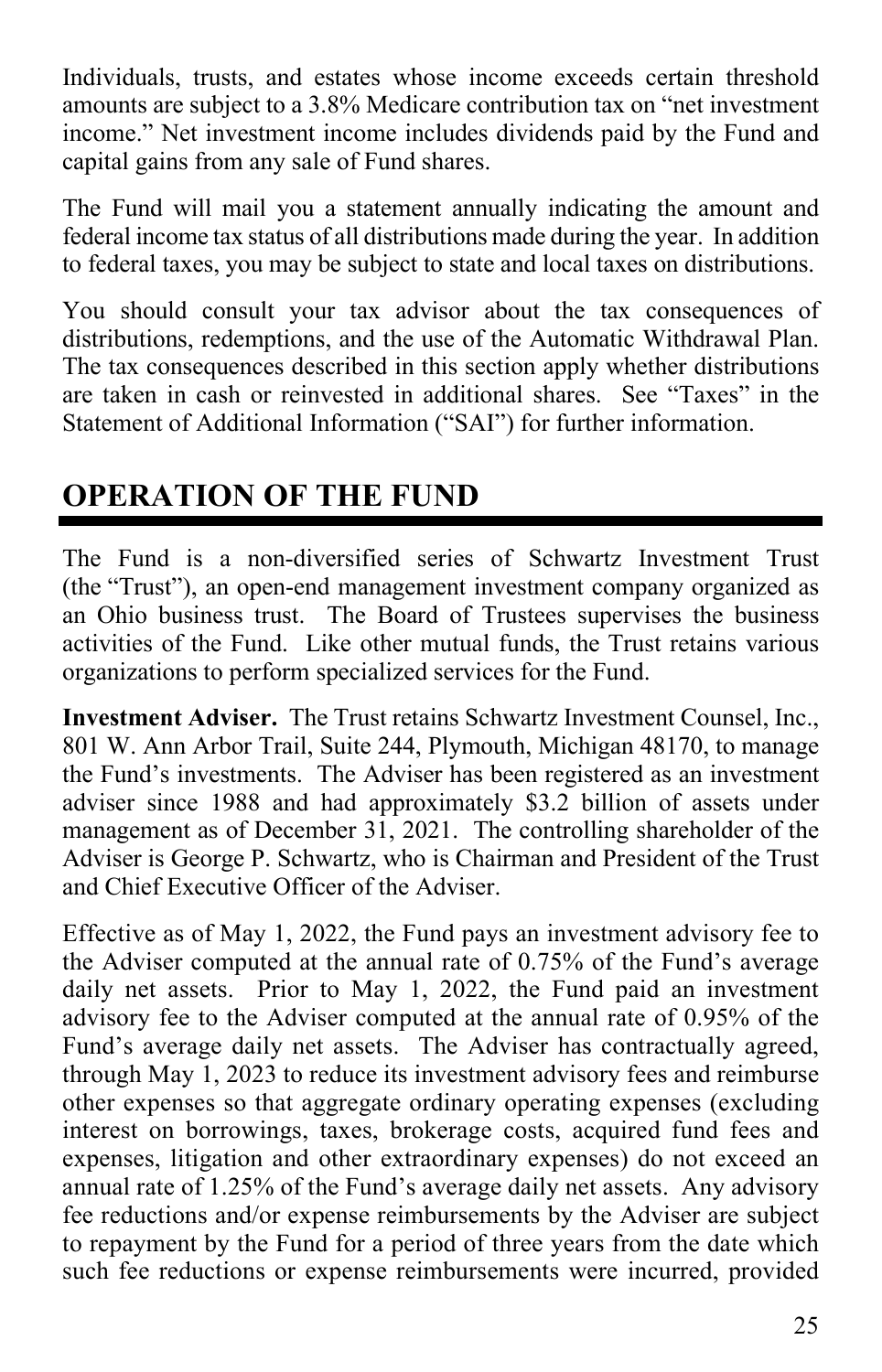Individuals, trusts, and estates whose income exceeds certain threshold amounts are subject to a 3.8% Medicare contribution tax on "net investment income." Net investment income includes dividends paid by the Fund and capital gains from any sale of Fund shares.

The Fund will mail you a statement annually indicating the amount and federal income tax status of all distributions made during the year. In addition to federal taxes, you may be subject to state and local taxes on distributions.

You should consult your tax advisor about the tax consequences of distributions, redemptions, and the use of the Automatic Withdrawal Plan. The tax consequences described in this section apply whether distributions are taken in cash or reinvested in additional shares. See "Taxes" in the Statement of Additional Information ("SAI") for further information.

# OPERATION OF THE FUND

The Fund is a non-diversified series of Schwartz Investment Trust (the "Trust"), an open-end management investment company organized as an Ohio business trust. The Board of Trustees supervises the business activities of the Fund. Like other mutual funds, the Trust retains various organizations to perform specialized services for the Fund.

**Investment Adviser.** The Trust retains Schwartz Investment Counsel, Inc., 801 W. Ann Arbor Trail, Suite 244, Plymouth, Michigan 48170, to manage the Fund's investments. The Adviser has been registered as an investment adviser since 1988 and had approximately $3.2 billion of assets under management as of December 31, 2021. The controlling shareholder of the Adviser is George P. Schwartz, who is Chairman and President of the Trust and Chief Executive Officer of the Adviser.

Effective as of May 1, 2022, the Fund pays an investment advisory fee to the Adviser computed at the annual rate of 0.75% of the Fund's average daily net assets. Prior to May 1, 2022, the Fund paid an investment advisory fee to the Adviser computed at the annual rate of 0.95% of the Fund's average daily net assets. The Adviser has contractually agreed, through May 1, 2023 to reduce its investment advisory fees and reimburse other expenses so that aggregate ordinary operating expenses (excluding interest on borrowings, taxes, brokerage costs, acquired fund fees and expenses, litigation and other extraordinary expenses) do not exceed an annual rate of 1.25% of the Fund's average daily net assets. Any advisory fee reductions and/or expense reimbursements by the Adviser are subject to repayment by the Fund for a period of three years from the date which such fee reductions or expense reimbursements were incurred, provided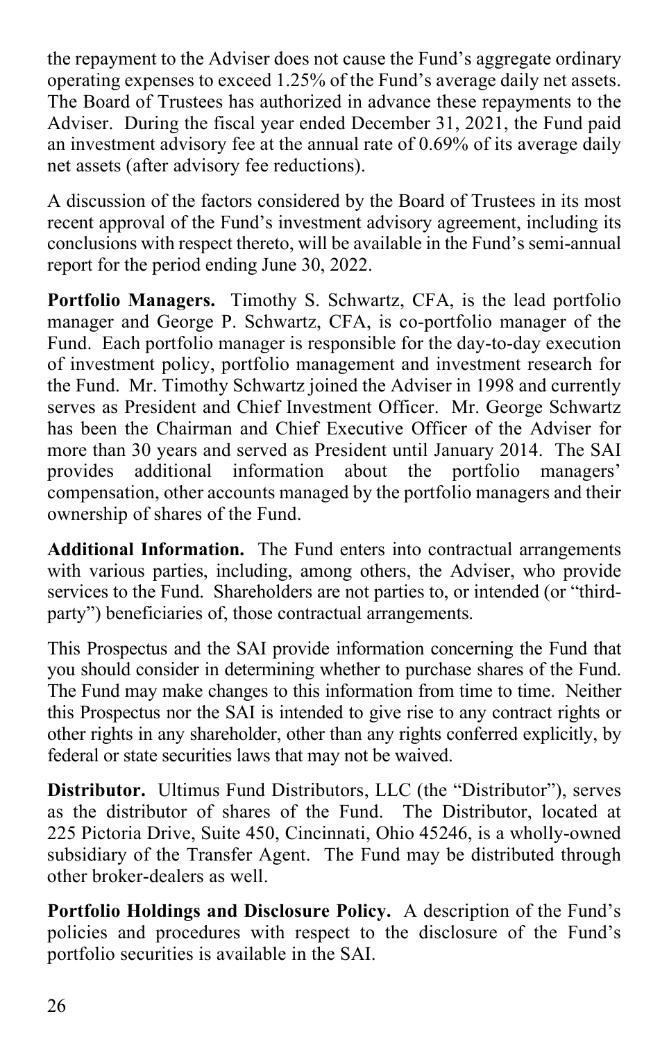the repayment to the Adviser does not cause the Fund's aggregate ordinary operating expenses to exceed 1.25% of the Fund's average daily net assets. The Board of Trustees has authorized in advance these repayments to the Adviser. During the fiscal year ended December 31, 2021, the Fund paid an investment advisory fee at the annual rate of 0.69% of its average daily net assets (after advisory fee reductions).

A discussion of the factors considered by the Board of Trustees in its most recent approval of the Fund's investment advisory agreement, including its conclusions with respect thereto, will be available in the Fund's semi-annual report for the period ending June 30, 2022.

**Portfolio Managers.** Timothy S. Schwartz, CFA, is the lead portfolio manager and George P. Schwartz, CFA, is co-portfolio manager of the Fund. Each portfolio manager is responsible for the day-to-day execution of investment policy, portfolio management and investment research for the Fund. Mr. Timothy Schwartz joined the Adviser in 1998 and currently serves as President and Chief Investment Officer. Mr. George Schwartz has been the Chairman and Chief Executive Officer of the Adviser for more than 30 years and served as President until January 2014. The SAI provides additional information about the portfolio managers' compensation, other accounts managed by the portfolio managers and their ownership of shares of the Fund.

**Additional Information.** The Fund enters into contractual arrangements with various parties, including, among others, the Adviser, who provide services to the Fund. Shareholders are not parties to, or intended (or "third-party") beneficiaries of, those contractual arrangements.

This Prospectus and the SAI provide information concerning the Fund that you should consider in determining whether to purchase shares of the Fund. The Fund may make changes to this information from time to time. Neither this Prospectus nor the SAI is intended to give rise to any contract rights or other rights in any shareholder, other than any rights conferred explicitly, by federal or state securities laws that may not be waived.

**Distributor.** Ultimus Fund Distributors, LLC (the "Distributor"), serves as the distributor of shares of the Fund. The Distributor, located at 225 Pictoria Drive, Suite 450, Cincinnati, Ohio 45246, is a wholly-owned subsidiary of the Transfer Agent. The Fund may be distributed through other broker-dealers as well.

**Portfolio Holdings and Disclosure Policy.** A description of the Fund's policies and procedures with respect to the disclosure of the Fund's portfolio securities is available in the SAI.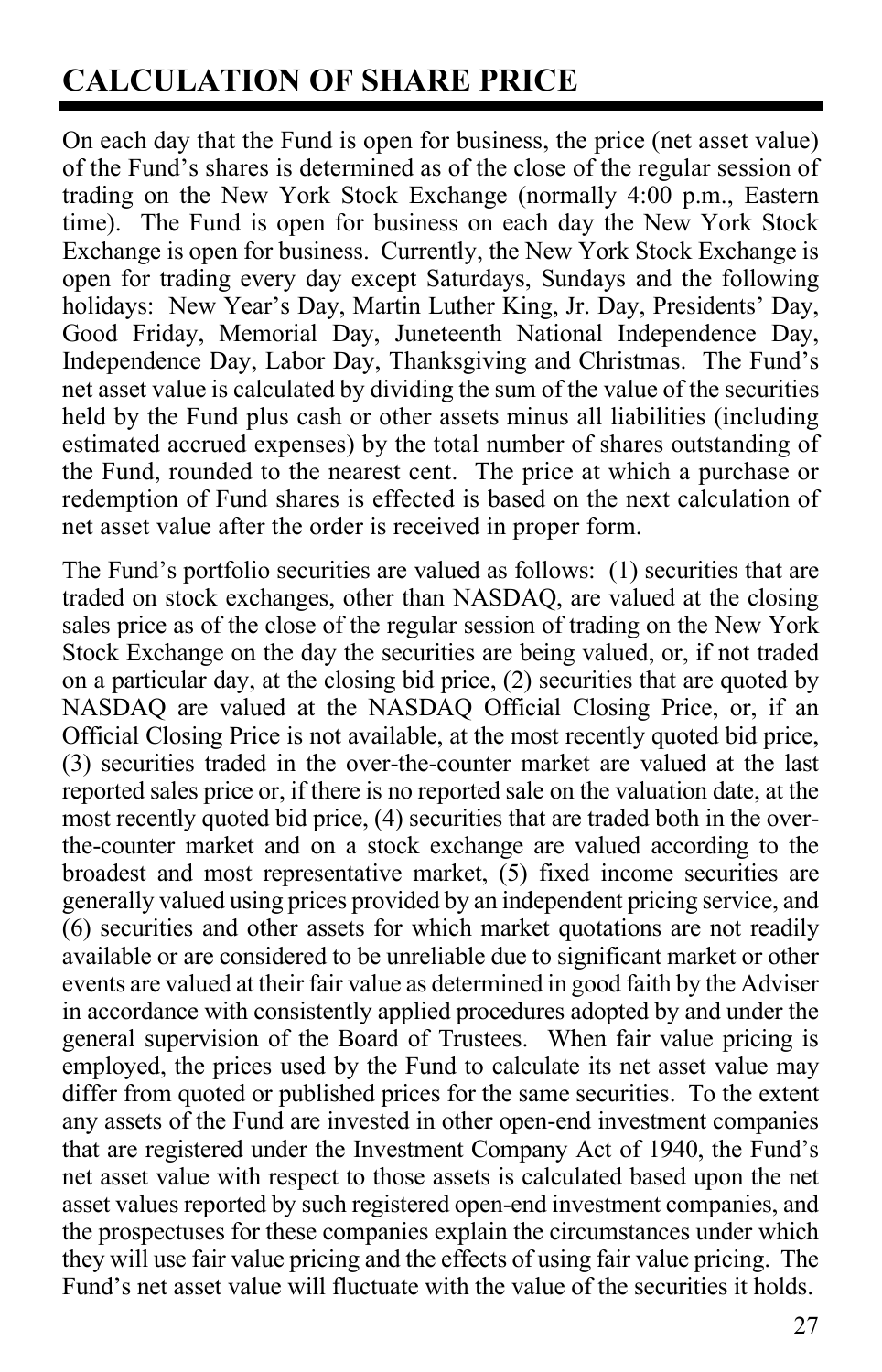# CALCULATION OF SHARE PRICE

On each day that the Fund is open for business, the price (net asset value) of the Fund's shares is determined as of the close of the regular session of trading on the New York Stock Exchange (normally 4:00 p.m., Eastern time). The Fund is open for business on each day the New York Stock Exchange is open for business. Currently, the New York Stock Exchange is open for trading every day except Saturdays, Sundays and the following holidays: New Year's Day, Martin Luther King, Jr. Day, Presidents' Day, Good Friday, Memorial Day, Juneteenth National Independence Day, Independence Day, Labor Day, Thanksgiving and Christmas. The Fund's net asset value is calculated by dividing the sum of the value of the securities held by the Fund plus cash or other assets minus all liabilities (including estimated accrued expenses) by the total number of shares outstanding of the Fund, rounded to the nearest cent. The price at which a purchase or redemption of Fund shares is effected is based on the next calculation of net asset value after the order is received in proper form.

The Fund's portfolio securities are valued as follows: (1) securities that are traded on stock exchanges, other than NASDAQ, are valued at the closing sales price as of the close of the regular session of trading on the New York Stock Exchange on the day the securities are being valued, or, if not traded on a particular day, at the closing bid price, (2) securities that are quoted by NASDAQ are valued at the NASDAQ Official Closing Price, or, if an Official Closing Price is not available, at the most recently quoted bid price, (3) securities traded in the over-the-counter market are valued at the last reported sales price or, if there is no reported sale on the valuation date, at the most recently quoted bid price, (4) securities that are traded both in the over-the-counter market and on a stock exchange are valued according to the broadest and most representative market, (5) fixed income securities are generally valued using prices provided by an independent pricing service, and (6) securities and other assets for which market quotations are not readily available or are considered to be unreliable due to significant market or other events are valued at their fair value as determined in good faith by the Adviser in accordance with consistently applied procedures adopted by and under the general supervision of the Board of Trustees. When fair value pricing is employed, the prices used by the Fund to calculate its net asset value may differ from quoted or published prices for the same securities. To the extent any assets of the Fund are invested in other open-end investment companies that are registered under the Investment Company Act of 1940, the Fund's net asset value with respect to those assets is calculated based upon the net asset values reported by such registered open-end investment companies, and the prospectuses for these companies explain the circumstances under which they will use fair value pricing and the effects of using fair value pricing. The Fund's net asset value will fluctuate with the value of the securities it holds.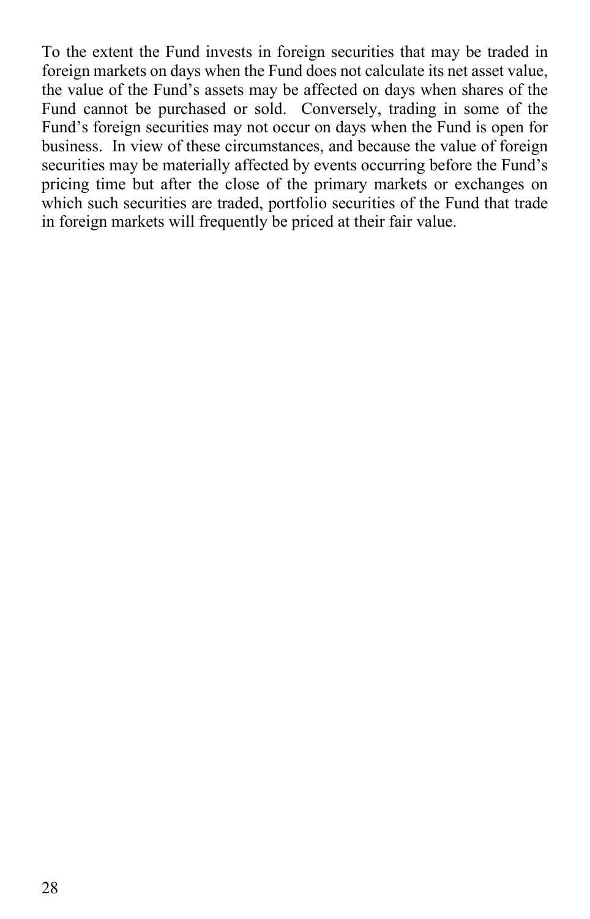To the extent the Fund invests in foreign securities that may be traded in foreign markets on days when the Fund does not calculate its net asset value, the value of the Fund's assets may be affected on days when shares of the Fund cannot be purchased or sold. Conversely, trading in some of the Fund's foreign securities may not occur on days when the Fund is open for business. In view of these circumstances, and because the value of foreign securities may be materially affected by events occurring before the Fund's pricing time but after the close of the primary markets or exchanges on which such securities are traded, portfolio securities of the Fund that trade in foreign markets will frequently be priced at their fair value.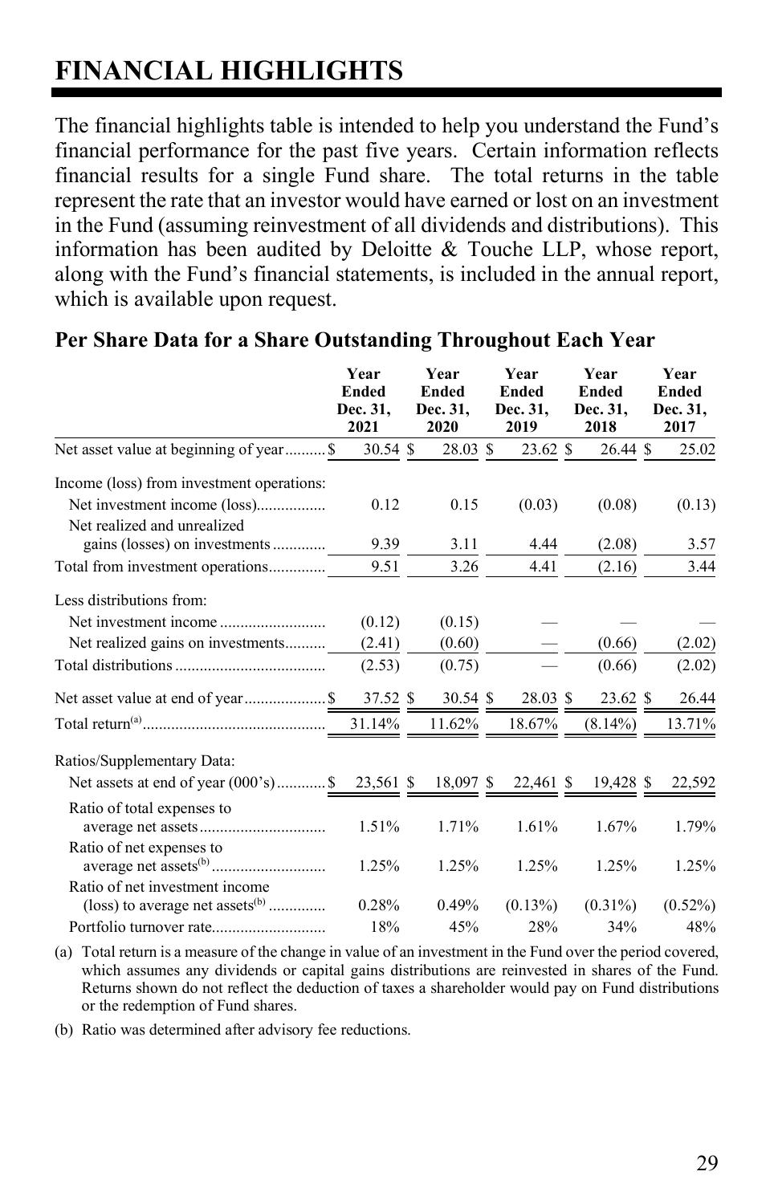# FINANCIAL HIGHLIGHTS

The financial highlights table is intended to help you understand the Fund's financial performance for the past five years. Certain information reflects financial results for a single Fund share. The total returns in the table represent the rate that an investor would have earned or lost on an investment in the Fund (assuming reinvestment of all dividends and distributions). This information has been audited by Deloitte & Touche LLP, whose report, along with the Fund's financial statements, is included in the annual report, which is available upon request.

## Per Share Data for a Share Outstanding Throughout Each Year

| | Year Ended Dec. 31, 2021 | Year Ended Dec. 31, 2020 | Year Ended Dec. 31, 2019 | Year Ended Dec. 31, 2018 | Year Ended Dec. 31, 2017 |
|---|---|---|---|---|---|
| Net asset value at beginning of year | $ 30.54 | $ 28.03 | $ 23.62 | $ 26.44 | $ 25.02 |
| Income (loss) from investment operations: | | | | | |
| Net investment income (loss) | 0.12 | 0.15 | (0.03) | (0.08) | (0.13) |
| Net realized and unrealized gains (losses) on investments | 9.39 | 3.11 | 4.44 | (2.08) | 3.57 |
| Total from investment operations | 9.51 | 3.26 | 4.41 | (2.16) | 3.44 |
| Less distributions from: | | | | | |
| Net investment income | (0.12) | (0.15) | — | — | — |
| Net realized gains on investments | (2.41) | (0.60) | — | (0.66) | (2.02) |
| Total distributions | (2.53) | (0.75) | — | (0.66) | (2.02) |
| Net asset value at end of year | $ 37.52 | $ 30.54 | $ 28.03 | $ 23.62 | $ 26.44 |
| Total return[(a)] | 31.14% | 11.62% | 18.67% | (8.14%) | 13.71% |
| Ratios/Supplementary Data: | | | | | |
| Net assets at end of year (000's) | $ 23,561 | $ 18,097 | $ 22,461 | $ 19,428 | $ 22,592 |
| Ratio of total expenses to average net assets | 1.51% | 1.71% | 1.61% | 1.67% | 1.79% |
| Ratio of net expenses to average net assets[(b)] | 1.25% | 1.25% | 1.25% | 1.25% | 1.25% |
| Ratio of net investment income (loss) to average net assets[(b)] | 0.28% | 0.49% | (0.13%) | (0.31%) | (0.52%) |
| Portfolio turnover rate | 18% | 45% | 28% | 34% | 48% |

(a) Total return is a measure of the change in value of an investment in the Fund over the period covered, which assumes any dividends or capital gains distributions are reinvested in shares of the Fund. Returns shown do not reflect the deduction of taxes a shareholder would pay on Fund distributions or the redemption of Fund shares.

(b) Ratio was determined after advisory fee reductions.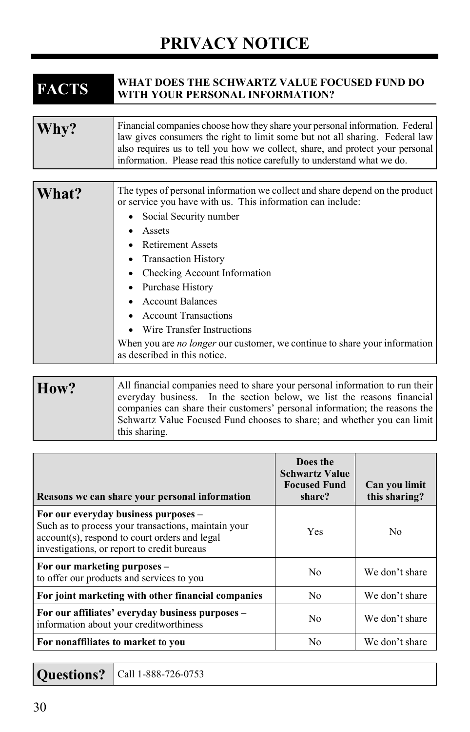# PRIVACY NOTICE

| FACTS | WHAT DOES THE SCHWARTZ VALUE FOCUSED FUND DO WITH YOUR PERSONAL INFORMATION? |
|---|---|

| **Why?** | Financial companies choose how they share your personal information. Federal law gives consumers the right to limit some but not all sharing. Federal law also requires us to tell you how we collect, share, and protect your personal information. Please read this notice carefully to understand what we do. |
|---|---|

| **What?** | The types of personal information we collect and share depend on the product or service you have with us. This information can include:<br>• Social Security number<br>• Assets<br>• Retirement Assets<br>• Transaction History<br>• Checking Account Information<br>• Purchase History<br>• Account Balances<br>• Account Transactions<br>• Wire Transfer Instructions<br>When you are *no longer* our customer, we continue to share your information as described in this notice. |
|---|---|

| **How?** | All financial companies need to share your personal information to run their everyday business. In the section below, we list the reasons financial companies can share their customers' personal information; the reasons the Schwartz Value Focused Fund chooses to share; and whether you can limit this sharing. |
|---|---|

| **Reasons we can share your personal information** | **Does the Schwartz Value Focused Fund share?** | **Can you limit this sharing?** |
|---|---|---|
| **For our everyday business purposes –** Such as to process your transactions, maintain your account(s), respond to court orders and legal investigations, or report to credit bureaus | Yes | No |
| **For our marketing purposes –** to offer our products and services to you | No | We don't share |
| **For joint marketing with other financial companies** | No | We don't share |
| **For our affiliates' everyday business purposes –** information about your creditworthiness | No | We don't share |
| **For nonaffiliates to market to you** | No | We don't share |

| **Questions?** | Call 1-888-726-0753 |
|---|---|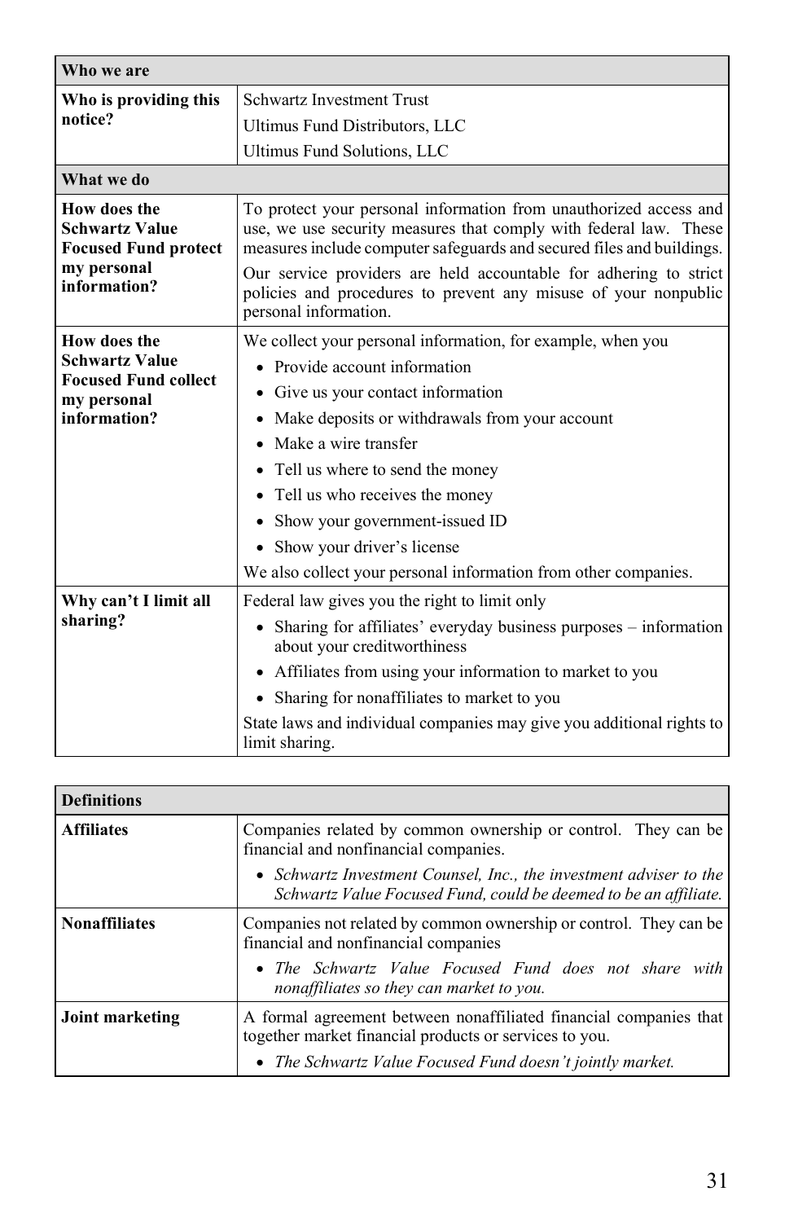| **Who we are** | |
|---|---|
| **Who is providing this notice?** | Schwartz Investment Trust<br>Ultimus Fund Distributors, LLC<br>Ultimus Fund Solutions, LLC |
| **What we do** | |
| **How does the Schwartz Value Focused Fund protect my personal information?** | To protect your personal information from unauthorized access and use, we use security measures that comply with federal law. These measures include computer safeguards and secured files and buildings.<br>Our service providers are held accountable for adhering to strict policies and procedures to prevent any misuse of your nonpublic personal information. |
| **How does the Schwartz Value Focused Fund collect my personal information?** | We collect your personal information, for example, when you<br>• Provide account information<br>• Give us your contact information<br>• Make deposits or withdrawals from your account<br>• Make a wire transfer<br>• Tell us where to send the money<br>• Tell us who receives the money<br>• Show your government-issued ID<br>• Show your driver's license<br>We also collect your personal information from other companies. |
| **Why can't I limit all sharing?** | Federal law gives you the right to limit only<br>• Sharing for affiliates' everyday business purposes – information about your creditworthiness<br>• Affiliates from using your information to market to you<br>• Sharing for nonaffiliates to market to you<br>State laws and individual companies may give you additional rights to limit sharing. |

| **Definitions** | |
|---|---|
| **Affiliates** | Companies related by common ownership or control. They can be financial and nonfinancial companies.<br>• *Schwartz Investment Counsel, Inc., the investment adviser to the Schwartz Value Focused Fund, could be deemed to be an affiliate.* |
| **Nonaffiliates** | Companies not related by common ownership or control. They can be financial and nonfinancial companies<br>• *The Schwartz Value Focused Fund does not share with nonaffiliates so they can market to you.* |
| **Joint marketing** | A formal agreement between nonaffiliated financial companies that together market financial products or services to you.<br>• *The Schwartz Value Focused Fund doesn't jointly market.* |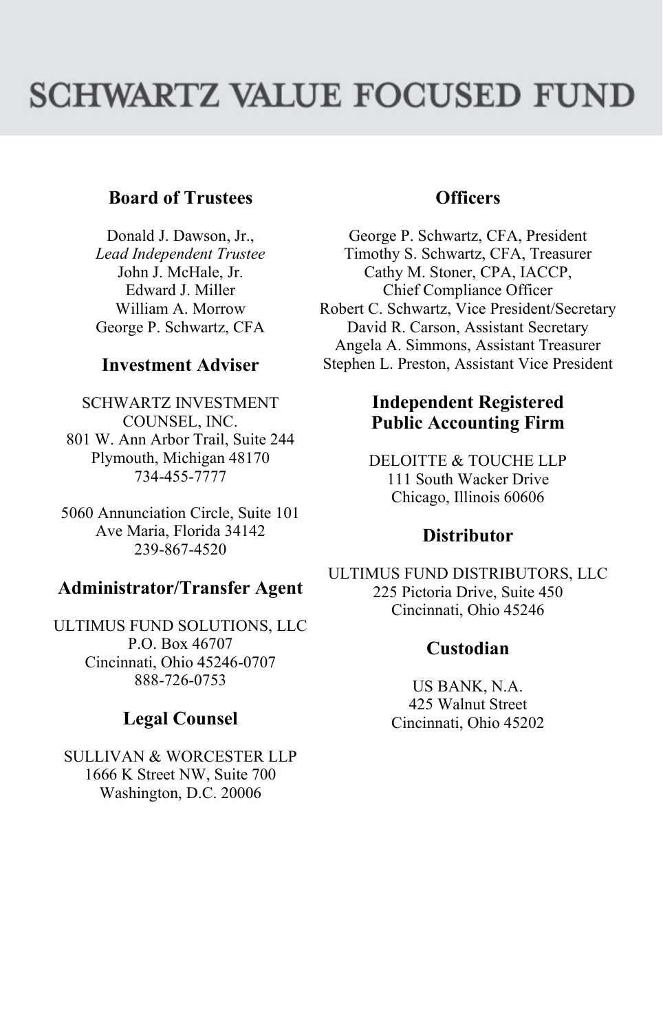# SCHWARTZ VALUE FOCUSED FUND

## Board of Trustees

Donald J. Dawson, Jr.,
*Lead Independent Trustee*
John J. McHale, Jr.
Edward J. Miller
William A. Morrow
George P. Schwartz, CFA

## Investment Adviser

SCHWARTZ INVESTMENT COUNSEL, INC.
801 W. Ann Arbor Trail, Suite 244
Plymouth, Michigan 48170
734-455-7777

5060 Annunciation Circle, Suite 101
Ave Maria, Florida 34142
239-867-4520

## Administrator/Transfer Agent

ULTIMUS FUND SOLUTIONS, LLC
P.O. Box 46707
Cincinnati, Ohio 45246-0707
888-726-0753

## Legal Counsel

SULLIVAN & WORCESTER LLP
1666 K Street NW, Suite 700
Washington, D.C. 20006

## Officers

George P. Schwartz, CFA, President
Timothy S. Schwartz, CFA, Treasurer
Cathy M. Stoner, CPA, IACCP,
Chief Compliance Officer
Robert C. Schwartz, Vice President/Secretary
David R. Carson, Assistant Secretary
Angela A. Simmons, Assistant Treasurer
Stephen L. Preston, Assistant Vice President

## Independent Registered Public Accounting Firm

DELOITTE & TOUCHE LLP
111 South Wacker Drive
Chicago, Illinois 60606

## Distributor

ULTIMUS FUND DISTRIBUTORS, LLC
225 Pictoria Drive, Suite 450
Cincinnati, Ohio 45246

## Custodian

US BANK, N.A.
425 Walnut Street
Cincinnati, Ohio 45202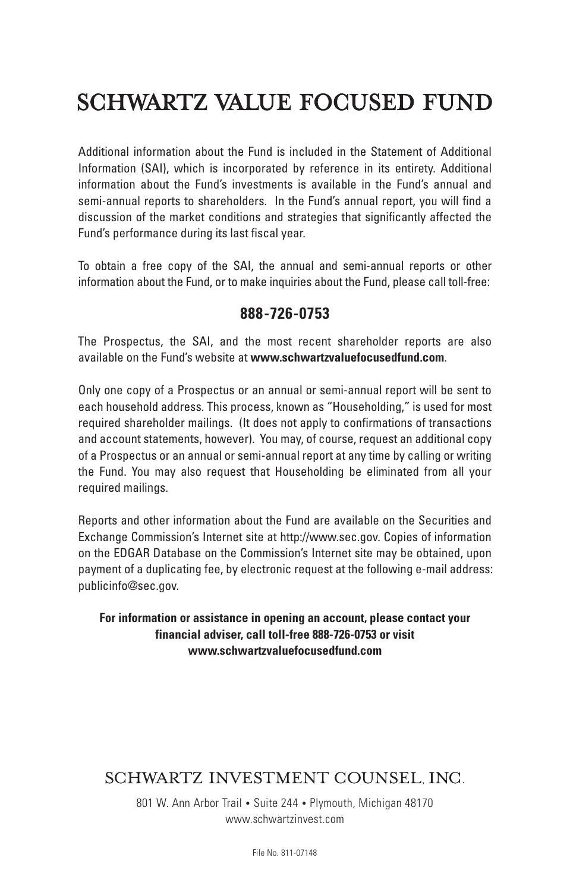# SCHWARTZ VALUE FOCUSED FUND

Additional information about the Fund is included in the Statement of Additional Information (SAI), which is incorporated by reference in its entirety. Additional information about the Fund's investments is available in the Fund's annual and semi-annual reports to shareholders. In the Fund's annual report, you will find a discussion of the market conditions and strategies that significantly affected the Fund's performance during its last fiscal year.

To obtain a free copy of the SAI, the annual and semi-annual reports or other information about the Fund, or to make inquiries about the Fund, please call toll-free:

**888-726-0753**

The Prospectus, the SAI, and the most recent shareholder reports are also available on the Fund's website at **www.schwartzvaluefocusedfund.com**.

Only one copy of a Prospectus or an annual or semi-annual report will be sent to each household address. This process, known as "Householding," is used for most required shareholder mailings. (It does not apply to confirmations of transactions and account statements, however). You may, of course, request an additional copy of a Prospectus or an annual or semi-annual report at any time by calling or writing the Fund. You may also request that Householding be eliminated from all your required mailings.

Reports and other information about the Fund are available on the Securities and Exchange Commission's Internet site at http://www.sec.gov. Copies of information on the EDGAR Database on the Commission's Internet site may be obtained, upon payment of a duplicating fee, by electronic request at the following e-mail address: publicinfo@sec.gov.

**For information or assistance in opening an account, please contact your financial adviser, call toll-free 888-726-0753 or visit www.schwartzvaluefocusedfund.com**

## SCHWARTZ INVESTMENT COUNSEL, INC.

801 W. Ann Arbor Trail • Suite 244 • Plymouth, Michigan 48170
www.schwartzinvest.com

File No. 811-07148